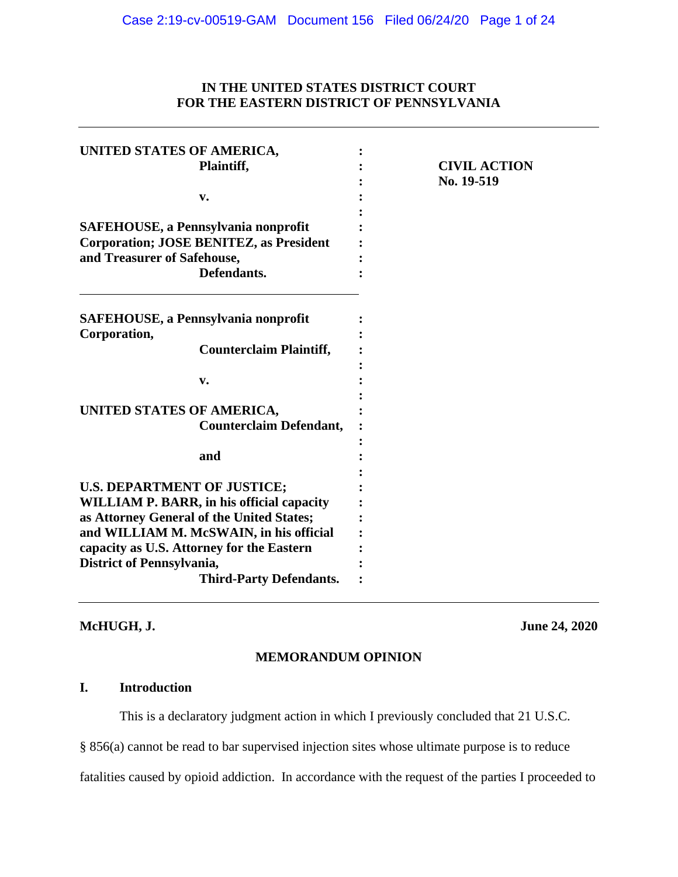**IN THE UNITED STATES DISTRICT COURT**
**FOR THE EASTERN DISTRICT OF PENNSYLVANIA**

---

| | | |
|---|---|---|
| **UNITED STATES OF AMERICA,** <br> **Plaintiff,** <br><br> **v.** <br><br> **SAFEHOUSE, a Pennsylvania nonprofit Corporation; JOSE BENITEZ, as President and Treasurer of Safehouse,** <br> **Defendants.** | : | **CIVIL ACTION** <br> **No. 19-519** |
| **SAFEHOUSE, a Pennsylvania nonprofit Corporation,** <br> **Counterclaim Plaintiff,** <br><br> **v.** <br><br> **UNITED STATES OF AMERICA,** <br> **Counterclaim Defendant,** <br><br> **and** <br><br> **U.S. DEPARTMENT OF JUSTICE; WILLIAM P. BARR, in his official capacity as Attorney General of the United States; and WILLIAM M. McSWAIN, in his official capacity as U.S. Attorney for the Eastern District of Pennsylvania,** <br> **Third-Party Defendants.** | : | |

---

**McHUGH, J.** **June 24, 2020**

## MEMORANDUM OPINION

### I. Introduction

This is a declaratory judgment action in which I previously concluded that 21 U.S.C. § 856(a) cannot be read to bar supervised injection sites whose ultimate purpose is to reduce fatalities caused by opioid addiction. In accordance with the request of the parties I proceeded to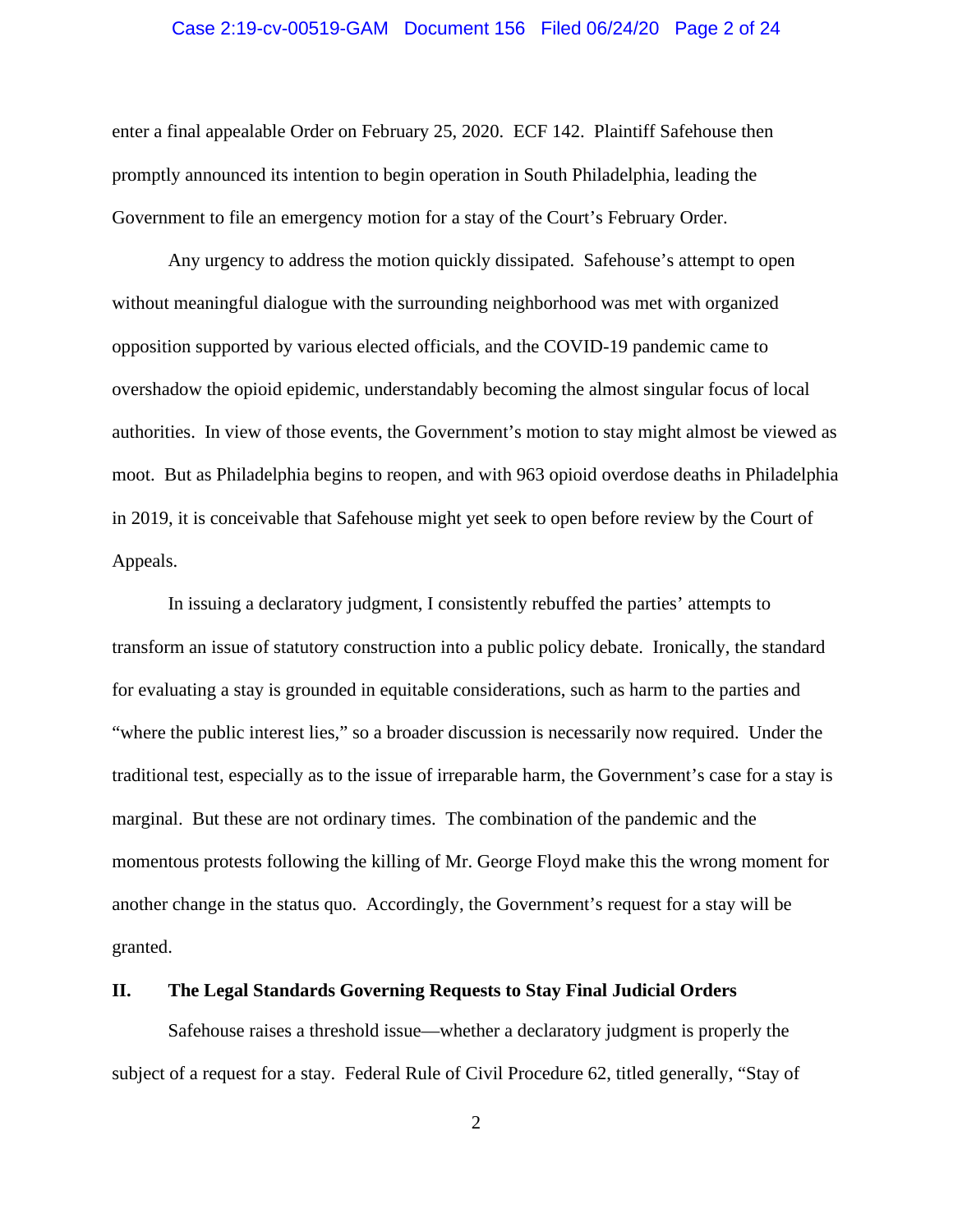enter a final appealable Order on February 25, 2020. ECF 142. Plaintiff Safehouse then promptly announced its intention to begin operation in South Philadelphia, leading the Government to file an emergency motion for a stay of the Court's February Order.

Any urgency to address the motion quickly dissipated. Safehouse's attempt to open without meaningful dialogue with the surrounding neighborhood was met with organized opposition supported by various elected officials, and the COVID-19 pandemic came to overshadow the opioid epidemic, understandably becoming the almost singular focus of local authorities. In view of those events, the Government's motion to stay might almost be viewed as moot. But as Philadelphia begins to reopen, and with 963 opioid overdose deaths in Philadelphia in 2019, it is conceivable that Safehouse might yet seek to open before review by the Court of Appeals.

In issuing a declaratory judgment, I consistently rebuffed the parties' attempts to transform an issue of statutory construction into a public policy debate. Ironically, the standard for evaluating a stay is grounded in equitable considerations, such as harm to the parties and "where the public interest lies," so a broader discussion is necessarily now required. Under the traditional test, especially as to the issue of irreparable harm, the Government's case for a stay is marginal. But these are not ordinary times. The combination of the pandemic and the momentous protests following the killing of Mr. George Floyd make this the wrong moment for another change in the status quo. Accordingly, the Government's request for a stay will be granted.

## II. The Legal Standards Governing Requests to Stay Final Judicial Orders

Safehouse raises a threshold issue—whether a declaratory judgment is properly the subject of a request for a stay. Federal Rule of Civil Procedure 62, titled generally, "Stay of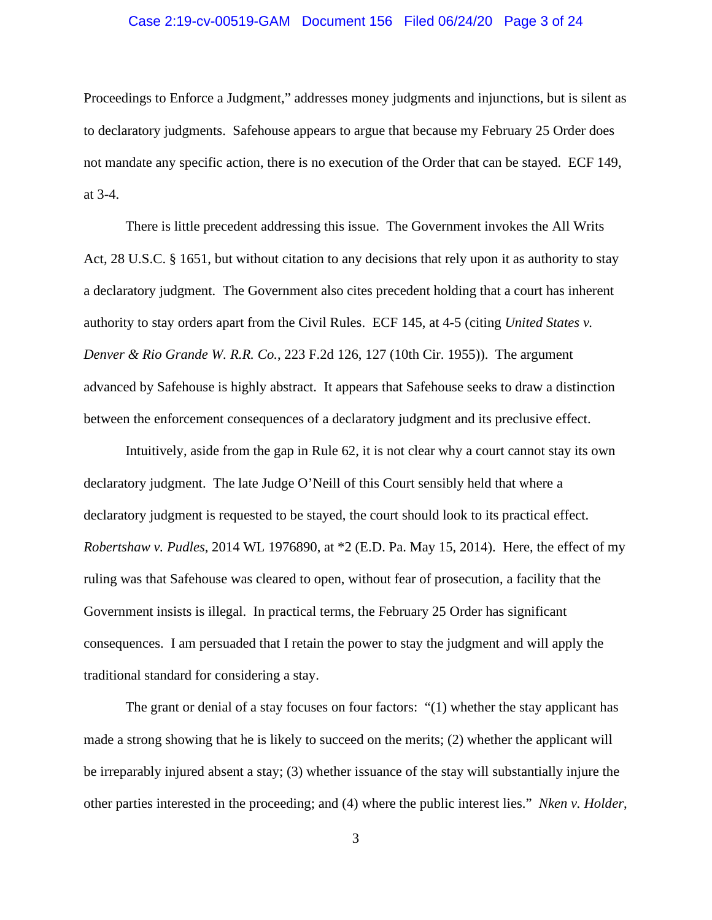Proceedings to Enforce a Judgment," addresses money judgments and injunctions, but is silent as to declaratory judgments. Safehouse appears to argue that because my February 25 Order does not mandate any specific action, there is no execution of the Order that can be stayed. ECF 149, at 3-4.

There is little precedent addressing this issue. The Government invokes the All Writs Act, 28 U.S.C. § 1651, but without citation to any decisions that rely upon it as authority to stay a declaratory judgment. The Government also cites precedent holding that a court has inherent authority to stay orders apart from the Civil Rules. ECF 145, at 4-5 (citing *United States v. Denver & Rio Grande W. R.R. Co.*, 223 F.2d 126, 127 (10th Cir. 1955)). The argument advanced by Safehouse is highly abstract. It appears that Safehouse seeks to draw a distinction between the enforcement consequences of a declaratory judgment and its preclusive effect.

Intuitively, aside from the gap in Rule 62, it is not clear why a court cannot stay its own declaratory judgment. The late Judge O'Neill of this Court sensibly held that where a declaratory judgment is requested to be stayed, the court should look to its practical effect. *Robertshaw v. Pudles*, 2014 WL 1976890, at *2 (E.D. Pa. May 15, 2014). Here, the effect of my ruling was that Safehouse was cleared to open, without fear of prosecution, a facility that the Government insists is illegal. In practical terms, the February 25 Order has significant consequences. I am persuaded that I retain the power to stay the judgment and will apply the traditional standard for considering a stay.

The grant or denial of a stay focuses on four factors: "(1) whether the stay applicant has made a strong showing that he is likely to succeed on the merits; (2) whether the applicant will be irreparably injured absent a stay; (3) whether issuance of the stay will substantially injure the other parties interested in the proceeding; and (4) where the public interest lies." *Nken v. Holder*,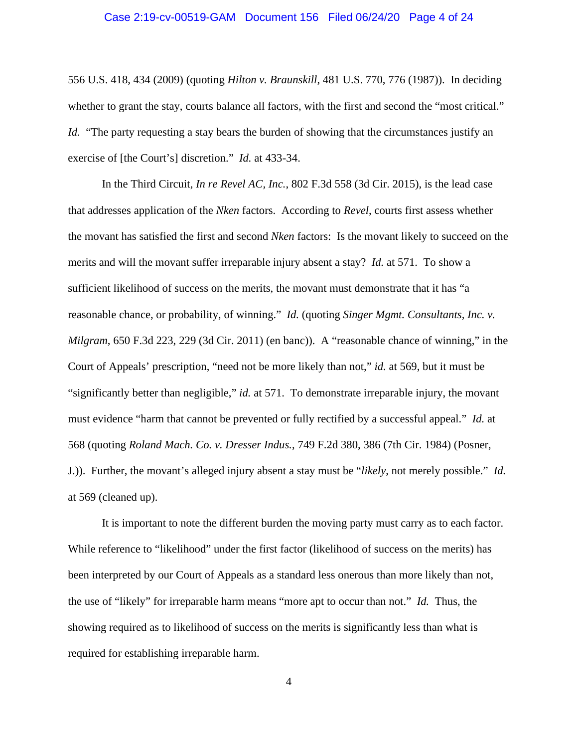556 U.S. 418, 434 (2009) (quoting *Hilton v. Braunskill*, 481 U.S. 770, 776 (1987)). In deciding whether to grant the stay, courts balance all factors, with the first and second the "most critical." *Id.* "The party requesting a stay bears the burden of showing that the circumstances justify an exercise of [the Court's] discretion." *Id.* at 433-34.

In the Third Circuit, *In re Revel AC, Inc.*, 802 F.3d 558 (3d Cir. 2015), is the lead case that addresses application of the *Nken* factors. According to *Revel*, courts first assess whether the movant has satisfied the first and second *Nken* factors: Is the movant likely to succeed on the merits and will the movant suffer irreparable injury absent a stay? *Id.* at 571. To show a sufficient likelihood of success on the merits, the movant must demonstrate that it has "a reasonable chance, or probability, of winning." *Id.* (quoting *Singer Mgmt. Consultants, Inc. v. Milgram*, 650 F.3d 223, 229 (3d Cir. 2011) (en banc)). A "reasonable chance of winning," in the Court of Appeals' prescription, "need not be more likely than not," *id.* at 569, but it must be "significantly better than negligible," *id.* at 571. To demonstrate irreparable injury, the movant must evidence "harm that cannot be prevented or fully rectified by a successful appeal." *Id.* at 568 (quoting *Roland Mach. Co. v. Dresser Indus.*, 749 F.2d 380, 386 (7th Cir. 1984) (Posner, J.)). Further, the movant's alleged injury absent a stay must be "*likely*, not merely possible." *Id.* at 569 (cleaned up).

It is important to note the different burden the moving party must carry as to each factor. While reference to "likelihood" under the first factor (likelihood of success on the merits) has been interpreted by our Court of Appeals as a standard less onerous than more likely than not, the use of "likely" for irreparable harm means "more apt to occur than not." *Id.* Thus, the showing required as to likelihood of success on the merits is significantly less than what is required for establishing irreparable harm.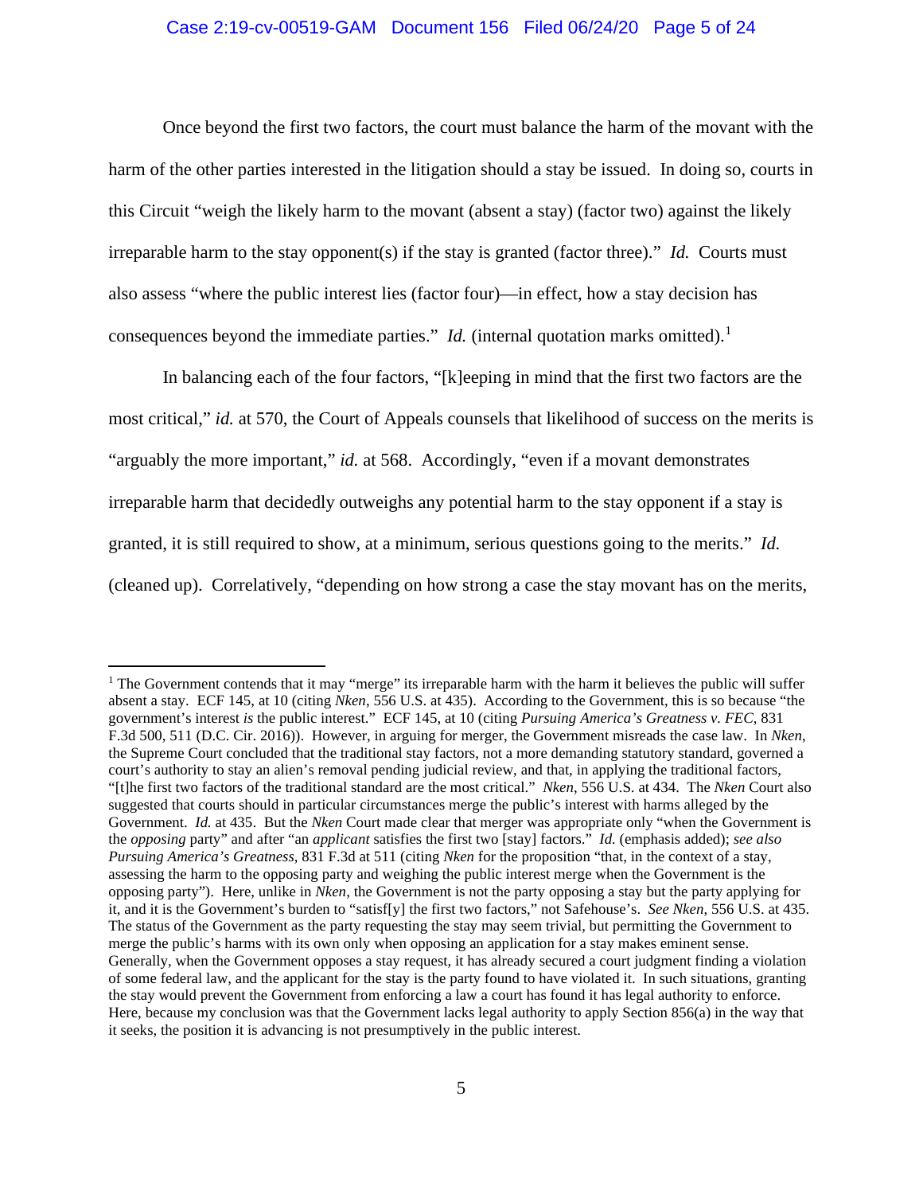Once beyond the first two factors, the court must balance the harm of the movant with the harm of the other parties interested in the litigation should a stay be issued. In doing so, courts in this Circuit "weigh the likely harm to the movant (absent a stay) (factor two) against the likely irreparable harm to the stay opponent(s) if the stay is granted (factor three)." *Id.* Courts must also assess "where the public interest lies (factor four)—in effect, how a stay decision has consequences beyond the immediate parties." *Id.* (internal quotation marks omitted).[1]

In balancing each of the four factors, "[k]eeping in mind that the first two factors are the most critical," *id.* at 570, the Court of Appeals counsels that likelihood of success on the merits is "arguably the more important," *id.* at 568. Accordingly, "even if a movant demonstrates irreparable harm that decidedly outweighs any potential harm to the stay opponent if a stay is granted, it is still required to show, at a minimum, serious questions going to the merits." *Id.* (cleaned up). Correlatively, "depending on how strong a case the stay movant has on the merits,

---

[1] The Government contends that it may "merge" its irreparable harm with the harm it believes the public will suffer absent a stay. ECF 145, at 10 (citing *Nken*, 556 U.S. at 435). According to the Government, this is so because "the government's interest *is* the public interest." ECF 145, at 10 (citing *Pursuing America's Greatness v. FEC*, 831 F.3d 500, 511 (D.C. Cir. 2016)). However, in arguing for merger, the Government misreads the case law. In *Nken*, the Supreme Court concluded that the traditional stay factors, not a more demanding statutory standard, governed a court's authority to stay an alien's removal pending judicial review, and that, in applying the traditional factors, "[t]he first two factors of the traditional standard are the most critical." *Nken*, 556 U.S. at 434. The *Nken* Court also suggested that courts should in particular circumstances merge the public's interest with harms alleged by the Government. *Id.* at 435. But the *Nken* Court made clear that merger was appropriate only "when the Government is the *opposing* party" and after "an *applicant* satisfies the first two [stay] factors." *Id.* (emphasis added); *see also Pursuing America's Greatness*, 831 F.3d at 511 (citing *Nken* for the proposition "that, in the context of a stay, assessing the harm to the opposing party and weighing the public interest merge when the Government is the opposing party"). Here, unlike in *Nken*, the Government is not the party opposing a stay but the party applying for it, and it is the Government's burden to "satisf[y] the first two factors," not Safehouse's. *See Nken*, 556 U.S. at 435. The status of the Government as the party requesting the stay may seem trivial, but permitting the Government to merge the public's harms with its own only when opposing an application for a stay makes eminent sense. Generally, when the Government opposes a stay request, it has already secured a court judgment finding a violation of some federal law, and the applicant for the stay is the party found to have violated it. In such situations, granting the stay would prevent the Government from enforcing a law a court has found it has legal authority to enforce. Here, because my conclusion was that the Government lacks legal authority to apply Section 856(a) in the way that it seeks, the position it is advancing is not presumptively in the public interest.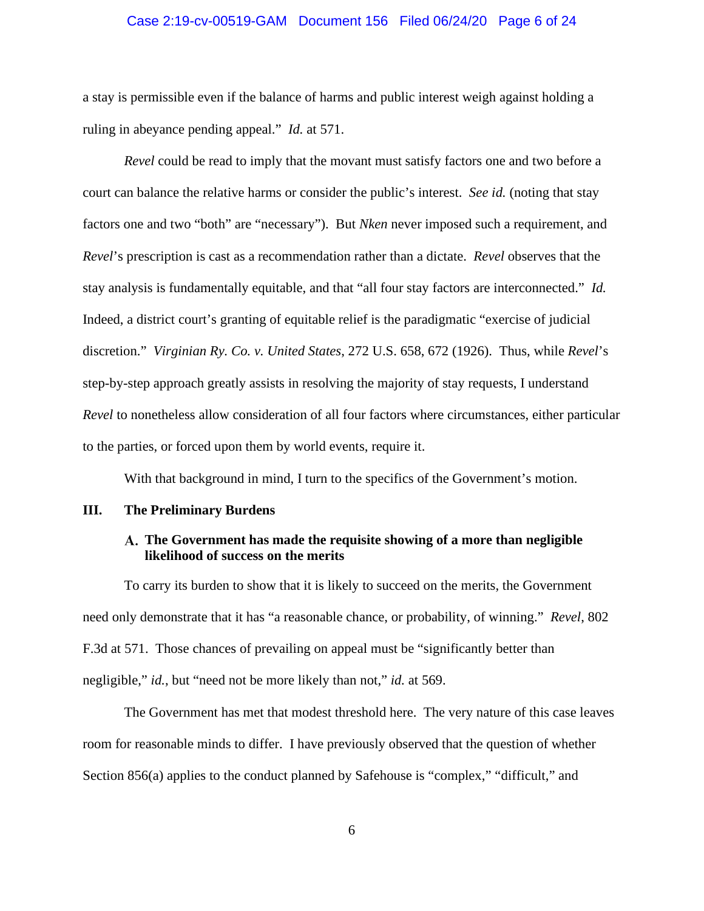a stay is permissible even if the balance of harms and public interest weigh against holding a ruling in abeyance pending appeal." *Id.* at 571.

*Revel* could be read to imply that the movant must satisfy factors one and two before a court can balance the relative harms or consider the public's interest. *See id.* (noting that stay factors one and two "both" are "necessary"). But *Nken* never imposed such a requirement, and *Revel*'s prescription is cast as a recommendation rather than a dictate. *Revel* observes that the stay analysis is fundamentally equitable, and that "all four stay factors are interconnected." *Id.* Indeed, a district court's granting of equitable relief is the paradigmatic "exercise of judicial discretion." *Virginian Ry. Co. v. United States*, 272 U.S. 658, 672 (1926). Thus, while *Revel*'s step-by-step approach greatly assists in resolving the majority of stay requests, I understand *Revel* to nonetheless allow consideration of all four factors where circumstances, either particular to the parties, or forced upon them by world events, require it.

With that background in mind, I turn to the specifics of the Government's motion.

## III. The Preliminary Burdens

### A. The Government has made the requisite showing of a more than negligible likelihood of success on the merits

To carry its burden to show that it is likely to succeed on the merits, the Government need only demonstrate that it has "a reasonable chance, or probability, of winning." *Revel*, 802 F.3d at 571. Those chances of prevailing on appeal must be "significantly better than negligible," *id.*, but "need not be more likely than not," *id.* at 569.

The Government has met that modest threshold here. The very nature of this case leaves room for reasonable minds to differ. I have previously observed that the question of whether Section 856(a) applies to the conduct planned by Safehouse is "complex," "difficult," and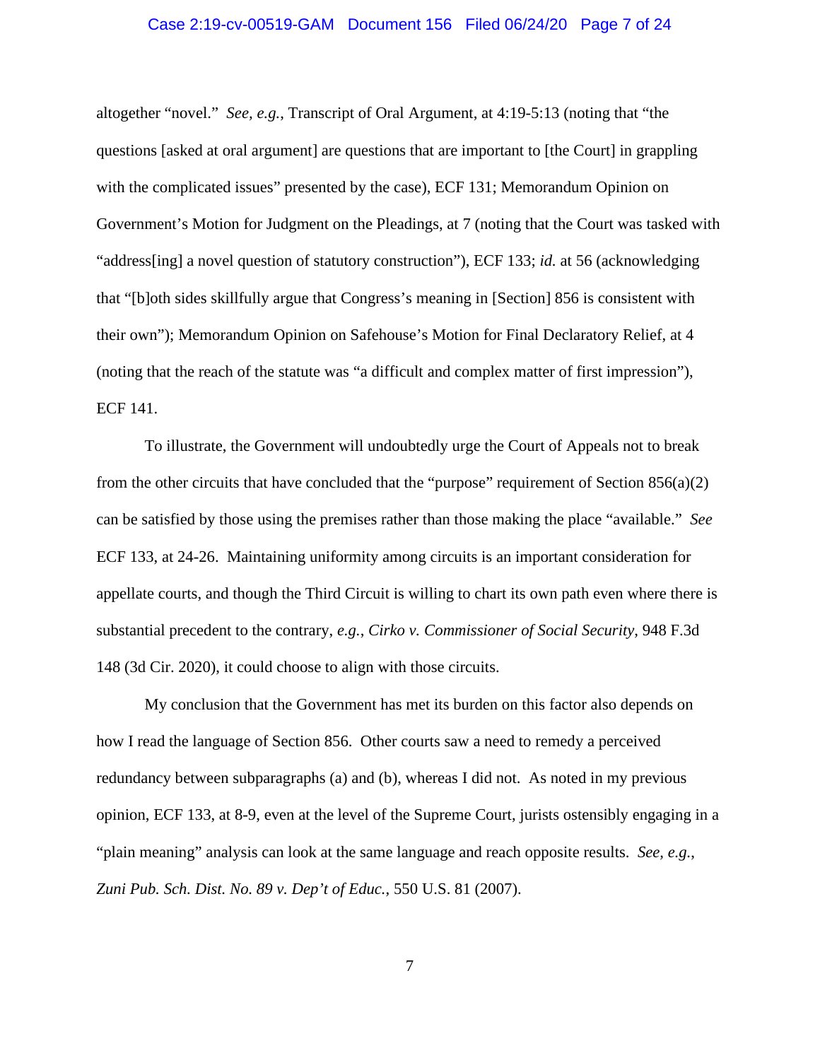altogether "novel." *See, e.g.*, Transcript of Oral Argument, at 4:19-5:13 (noting that "the questions [asked at oral argument] are questions that are important to [the Court] in grappling with the complicated issues" presented by the case), ECF 131; Memorandum Opinion on Government's Motion for Judgment on the Pleadings, at 7 (noting that the Court was tasked with "address[ing] a novel question of statutory construction"), ECF 133; *id.* at 56 (acknowledging that "[b]oth sides skillfully argue that Congress's meaning in [Section] 856 is consistent with their own"); Memorandum Opinion on Safehouse's Motion for Final Declaratory Relief, at 4 (noting that the reach of the statute was "a difficult and complex matter of first impression"), ECF 141.

To illustrate, the Government will undoubtedly urge the Court of Appeals not to break from the other circuits that have concluded that the "purpose" requirement of Section 856(a)(2) can be satisfied by those using the premises rather than those making the place "available." *See* ECF 133, at 24-26. Maintaining uniformity among circuits is an important consideration for appellate courts, and though the Third Circuit is willing to chart its own path even where there is substantial precedent to the contrary, *e.g.*, *Cirko v. Commissioner of Social Security*, 948 F.3d 148 (3d Cir. 2020), it could choose to align with those circuits.

My conclusion that the Government has met its burden on this factor also depends on how I read the language of Section 856. Other courts saw a need to remedy a perceived redundancy between subparagraphs (a) and (b), whereas I did not. As noted in my previous opinion, ECF 133, at 8-9, even at the level of the Supreme Court, jurists ostensibly engaging in a "plain meaning" analysis can look at the same language and reach opposite results. *See, e.g.*, *Zuni Pub. Sch. Dist. No. 89 v. Dep't of Educ.*, 550 U.S. 81 (2007).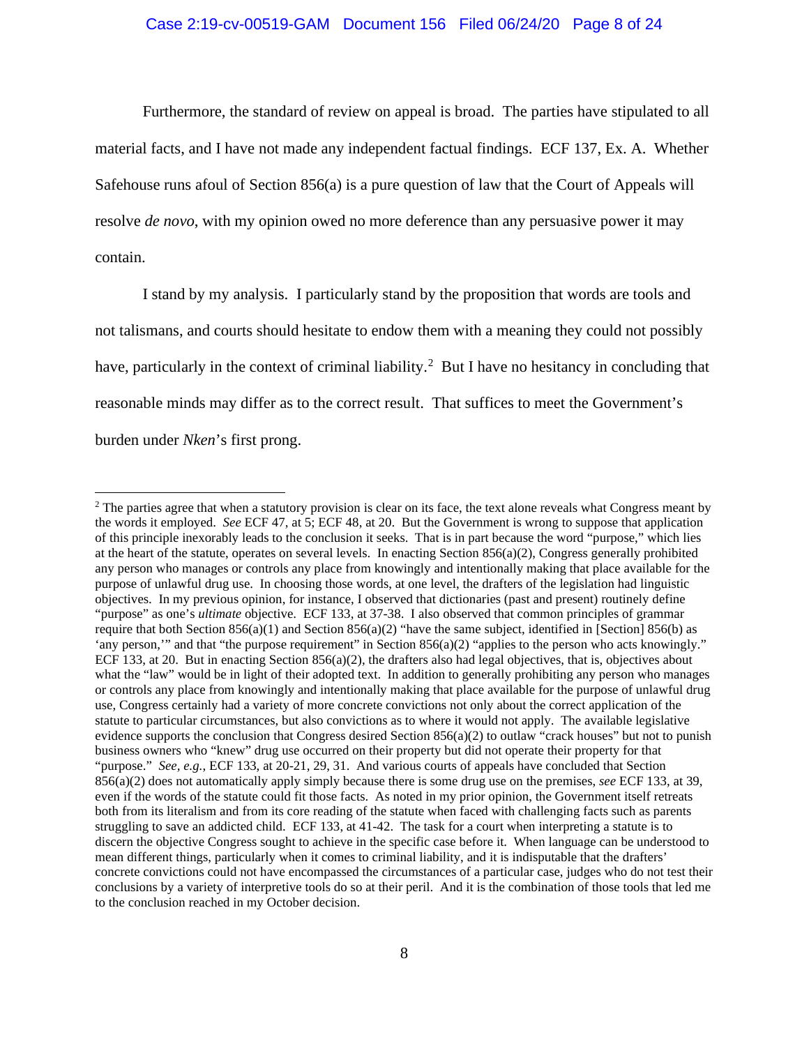Furthermore, the standard of review on appeal is broad. The parties have stipulated to all material facts, and I have not made any independent factual findings. ECF 137, Ex. A. Whether Safehouse runs afoul of Section 856(a) is a pure question of law that the Court of Appeals will resolve *de novo*, with my opinion owed no more deference than any persuasive power it may contain.

I stand by my analysis. I particularly stand by the proposition that words are tools and not talismans, and courts should hesitate to endow them with a meaning they could not possibly have, particularly in the context of criminal liability.[2] But I have no hesitancy in concluding that reasonable minds may differ as to the correct result. That suffices to meet the Government's burden under *Nken*'s first prong.

---

[2] The parties agree that when a statutory provision is clear on its face, the text alone reveals what Congress meant by the words it employed. *See* ECF 47, at 5; ECF 48, at 20. But the Government is wrong to suppose that application of this principle inexorably leads to the conclusion it seeks. That is in part because the word "purpose," which lies at the heart of the statute, operates on several levels. In enacting Section 856(a)(2), Congress generally prohibited any person who manages or controls any place from knowingly and intentionally making that place available for the purpose of unlawful drug use. In choosing those words, at one level, the drafters of the legislation had linguistic objectives. In my previous opinion, for instance, I observed that dictionaries (past and present) routinely define "purpose" as one's *ultimate* objective. ECF 133, at 37-38. I also observed that common principles of grammar require that both Section 856(a)(1) and Section 856(a)(2) "have the same subject, identified in [Section] 856(b) as 'any person,'" and that "the purpose requirement" in Section 856(a)(2) "applies to the person who acts knowingly." ECF 133, at 20. But in enacting Section 856(a)(2), the drafters also had legal objectives, that is, objectives about what the "law" would be in light of their adopted text. In addition to generally prohibiting any person who manages or controls any place from knowingly and intentionally making that place available for the purpose of unlawful drug use, Congress certainly had a variety of more concrete convictions not only about the correct application of the statute to particular circumstances, but also convictions as to where it would not apply. The available legislative evidence supports the conclusion that Congress desired Section 856(a)(2) to outlaw "crack houses" but not to punish business owners who "knew" drug use occurred on their property but did not operate their property for that "purpose." *See, e.g.*, ECF 133, at 20-21, 29, 31. And various courts of appeals have concluded that Section 856(a)(2) does not automatically apply simply because there is some drug use on the premises, *see* ECF 133, at 39, even if the words of the statute could fit those facts. As noted in my prior opinion, the Government itself retreats both from its literalism and from its core reading of the statute when faced with challenging facts such as parents struggling to save an addicted child. ECF 133, at 41-42. The task for a court when interpreting a statute is to discern the objective Congress sought to achieve in the specific case before it. When language can be understood to mean different things, particularly when it comes to criminal liability, and it is indisputable that the drafters' concrete convictions could not have encompassed the circumstances of a particular case, judges who do not test their conclusions by a variety of interpretive tools do so at their peril. And it is the combination of those tools that led me to the conclusion reached in my October decision.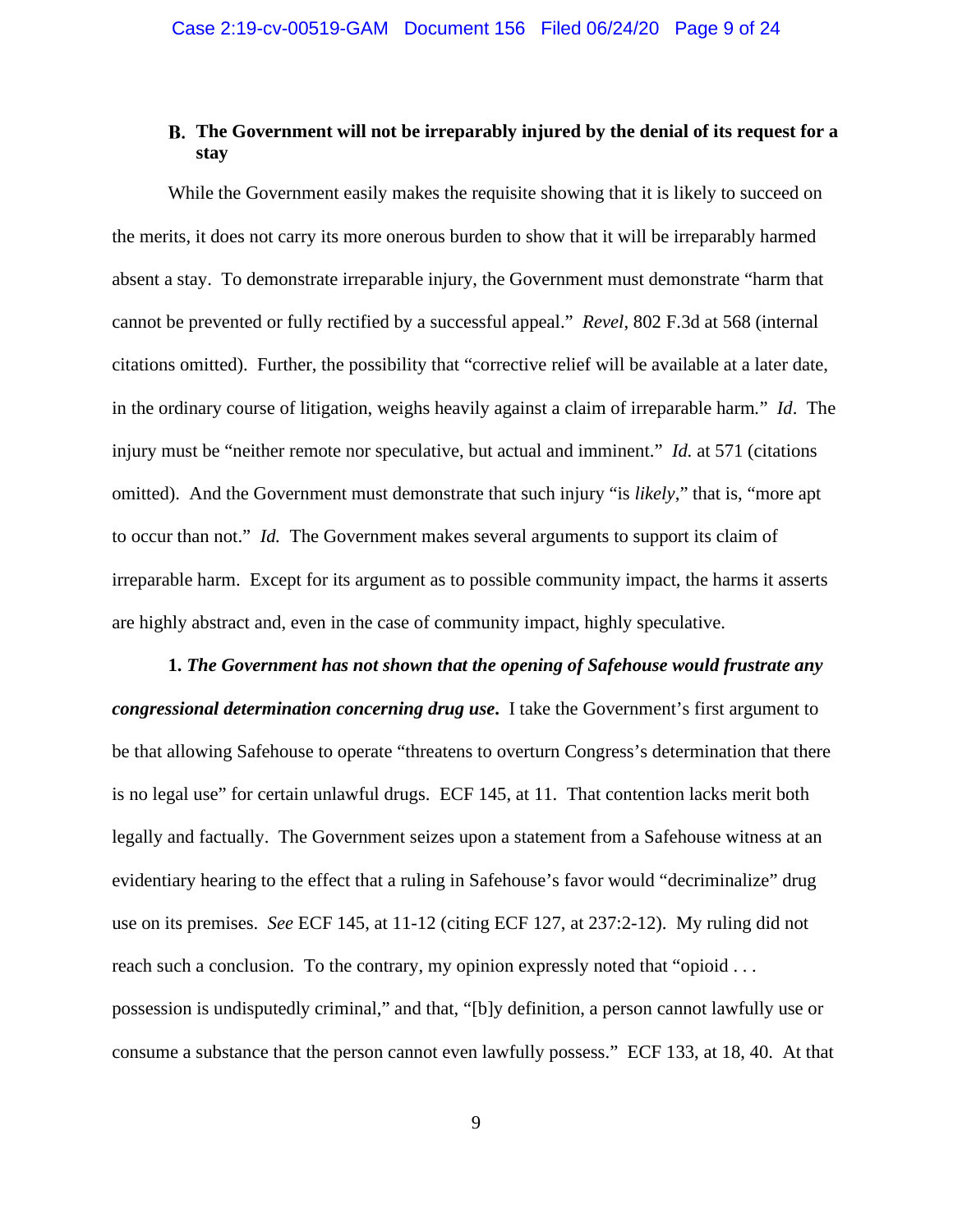### B. The Government will not be irreparably injured by the denial of its request for a stay

While the Government easily makes the requisite showing that it is likely to succeed on the merits, it does not carry its more onerous burden to show that it will be irreparably harmed absent a stay. To demonstrate irreparable injury, the Government must demonstrate "harm that cannot be prevented or fully rectified by a successful appeal." *Revel*, 802 F.3d at 568 (internal citations omitted). Further, the possibility that "corrective relief will be available at a later date, in the ordinary course of litigation, weighs heavily against a claim of irreparable harm." *Id*. The injury must be "neither remote nor speculative, but actual and imminent." *Id.* at 571 (citations omitted). And the Government must demonstrate that such injury "is *likely*," that is, "more apt to occur than not." *Id.* The Government makes several arguments to support its claim of irreparable harm. Except for its argument as to possible community impact, the harms it asserts are highly abstract and, even in the case of community impact, highly speculative.

**1.** ***The Government has not shown that the opening of Safehouse would frustrate any congressional determination concerning drug use*****.** I take the Government's first argument to be that allowing Safehouse to operate "threatens to overturn Congress's determination that there is no legal use" for certain unlawful drugs. ECF 145, at 11. That contention lacks merit both legally and factually. The Government seizes upon a statement from a Safehouse witness at an evidentiary hearing to the effect that a ruling in Safehouse's favor would "decriminalize" drug use on its premises. *See* ECF 145, at 11-12 (citing ECF 127, at 237:2-12). My ruling did not reach such a conclusion. To the contrary, my opinion expressly noted that "opioid . . . possession is undisputedly criminal," and that, "[b]y definition, a person cannot lawfully use or consume a substance that the person cannot even lawfully possess." ECF 133, at 18, 40. At that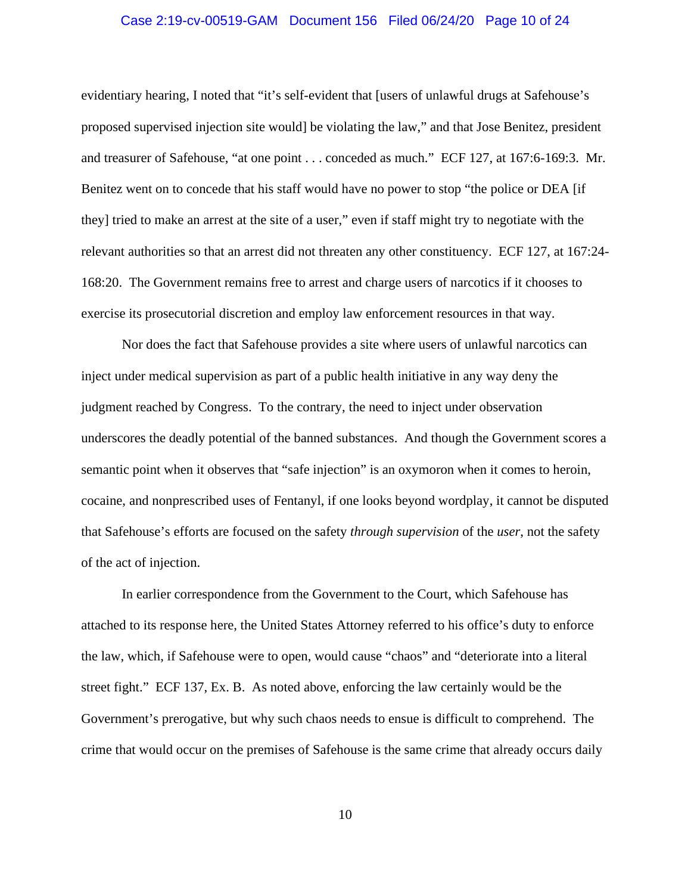evidentiary hearing, I noted that "it's self-evident that [users of unlawful drugs at Safehouse's proposed supervised injection site would] be violating the law," and that Jose Benitez, president and treasurer of Safehouse, "at one point . . . conceded as much." ECF 127, at 167:6-169:3. Mr. Benitez went on to concede that his staff would have no power to stop "the police or DEA [if they] tried to make an arrest at the site of a user," even if staff might try to negotiate with the relevant authorities so that an arrest did not threaten any other constituency. ECF 127, at 167:24-168:20. The Government remains free to arrest and charge users of narcotics if it chooses to exercise its prosecutorial discretion and employ law enforcement resources in that way.

Nor does the fact that Safehouse provides a site where users of unlawful narcotics can inject under medical supervision as part of a public health initiative in any way deny the judgment reached by Congress. To the contrary, the need to inject under observation underscores the deadly potential of the banned substances. And though the Government scores a semantic point when it observes that "safe injection" is an oxymoron when it comes to heroin, cocaine, and nonprescribed uses of Fentanyl, if one looks beyond wordplay, it cannot be disputed that Safehouse's efforts are focused on the safety *through supervision* of the *user*, not the safety of the act of injection.

In earlier correspondence from the Government to the Court, which Safehouse has attached to its response here, the United States Attorney referred to his office's duty to enforce the law, which, if Safehouse were to open, would cause "chaos" and "deteriorate into a literal street fight." ECF 137, Ex. B. As noted above, enforcing the law certainly would be the Government's prerogative, but why such chaos needs to ensue is difficult to comprehend. The crime that would occur on the premises of Safehouse is the same crime that already occurs daily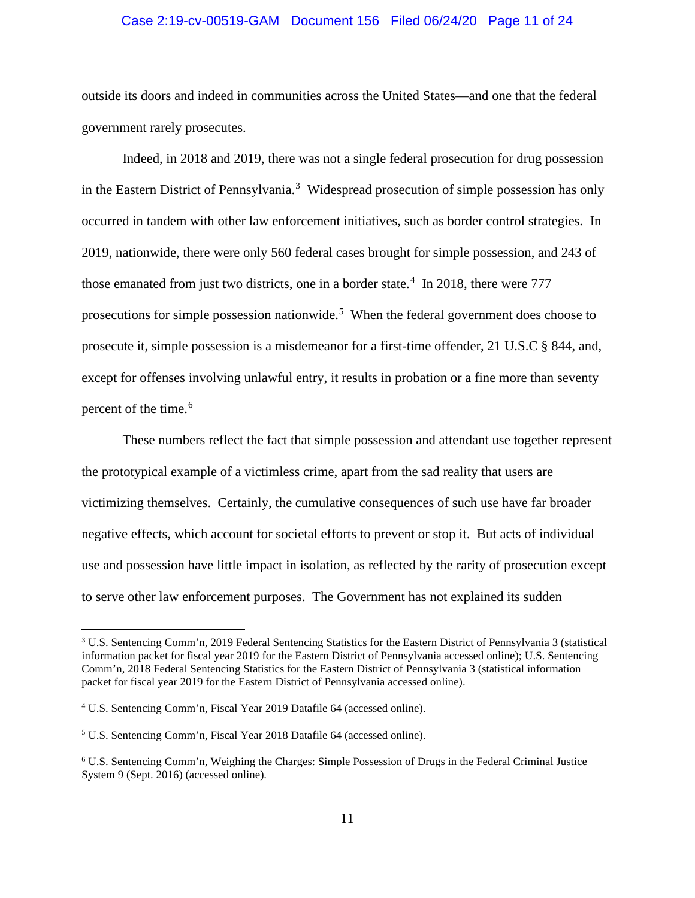outside its doors and indeed in communities across the United States—and one that the federal government rarely prosecutes.

Indeed, in 2018 and 2019, there was not a single federal prosecution for drug possession in the Eastern District of Pennsylvania.[3] Widespread prosecution of simple possession has only occurred in tandem with other law enforcement initiatives, such as border control strategies. In 2019, nationwide, there were only 560 federal cases brought for simple possession, and 243 of those emanated from just two districts, one in a border state.[4] In 2018, there were 777 prosecutions for simple possession nationwide.[5] When the federal government does choose to prosecute it, simple possession is a misdemeanor for a first-time offender, 21 U.S.C § 844, and, except for offenses involving unlawful entry, it results in probation or a fine more than seventy percent of the time.[6]

These numbers reflect the fact that simple possession and attendant use together represent the prototypical example of a victimless crime, apart from the sad reality that users are victimizing themselves. Certainly, the cumulative consequences of such use have far broader negative effects, which account for societal efforts to prevent or stop it. But acts of individual use and possession have little impact in isolation, as reflected by the rarity of prosecution except to serve other law enforcement purposes. The Government has not explained its sudden

---

[3] U.S. Sentencing Comm'n, 2019 Federal Sentencing Statistics for the Eastern District of Pennsylvania 3 (statistical information packet for fiscal year 2019 for the Eastern District of Pennsylvania accessed online); U.S. Sentencing Comm'n, 2018 Federal Sentencing Statistics for the Eastern District of Pennsylvania 3 (statistical information packet for fiscal year 2019 for the Eastern District of Pennsylvania accessed online).

[4] U.S. Sentencing Comm'n, Fiscal Year 2019 Datafile 64 (accessed online).

[5] U.S. Sentencing Comm'n, Fiscal Year 2018 Datafile 64 (accessed online).

[6] U.S. Sentencing Comm'n, Weighing the Charges: Simple Possession of Drugs in the Federal Criminal Justice System 9 (Sept. 2016) (accessed online).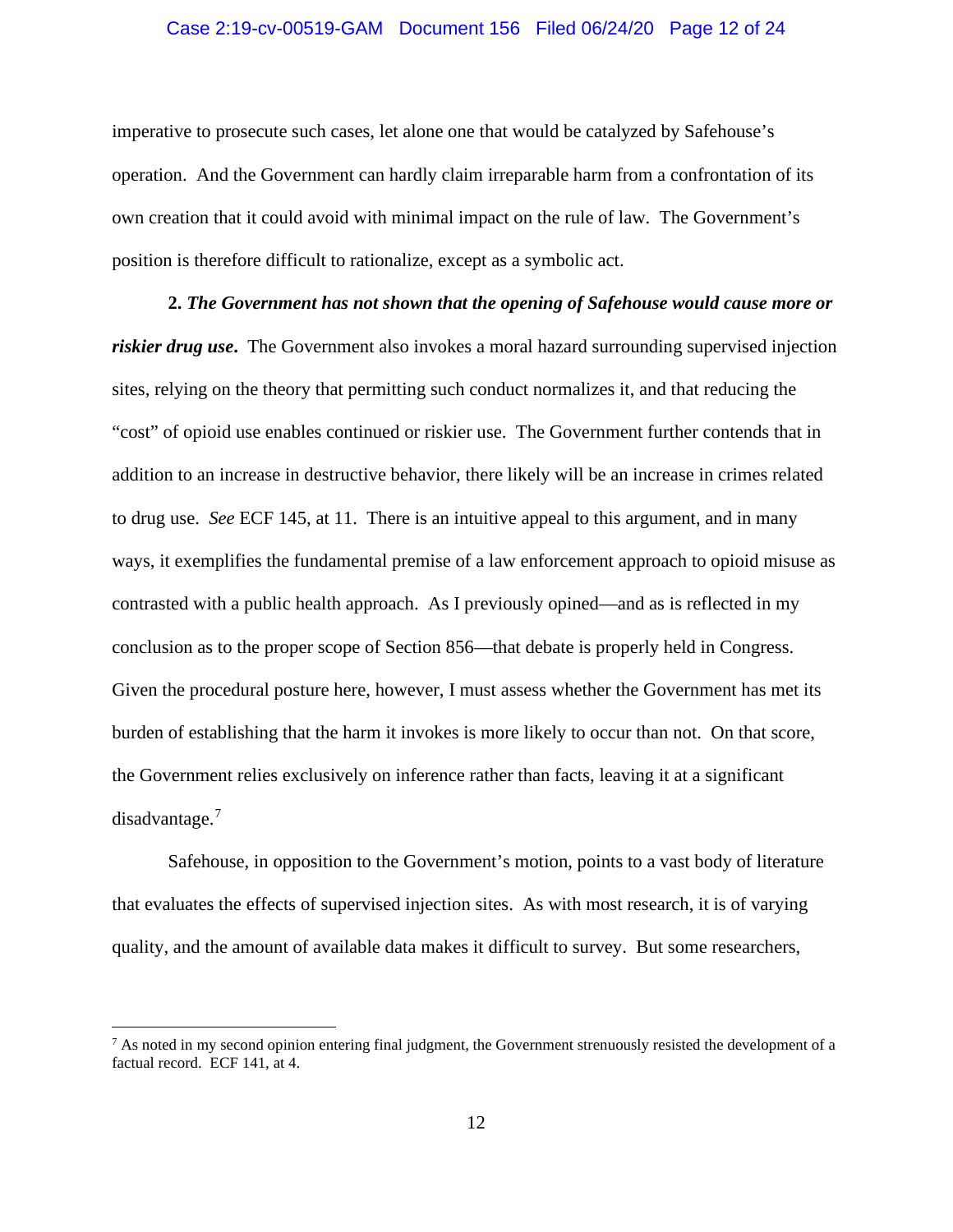imperative to prosecute such cases, let alone one that would be catalyzed by Safehouse's operation. And the Government can hardly claim irreparable harm from a confrontation of its own creation that it could avoid with minimal impact on the rule of law. The Government's position is therefore difficult to rationalize, except as a symbolic act.

**2.** ***The Government has not shown that the opening of Safehouse would cause more or riskier drug use*.** The Government also invokes a moral hazard surrounding supervised injection sites, relying on the theory that permitting such conduct normalizes it, and that reducing the "cost" of opioid use enables continued or riskier use. The Government further contends that in addition to an increase in destructive behavior, there likely will be an increase in crimes related to drug use. *See* ECF 145, at 11. There is an intuitive appeal to this argument, and in many ways, it exemplifies the fundamental premise of a law enforcement approach to opioid misuse as contrasted with a public health approach. As I previously opined—and as is reflected in my conclusion as to the proper scope of Section 856—that debate is properly held in Congress. Given the procedural posture here, however, I must assess whether the Government has met its burden of establishing that the harm it invokes is more likely to occur than not. On that score, the Government relies exclusively on inference rather than facts, leaving it at a significant disadvantage.[7]

Safehouse, in opposition to the Government's motion, points to a vast body of literature that evaluates the effects of supervised injection sites. As with most research, it is of varying quality, and the amount of available data makes it difficult to survey. But some researchers,

[7] As noted in my second opinion entering final judgment, the Government strenuously resisted the development of a factual record. ECF 141, at 4.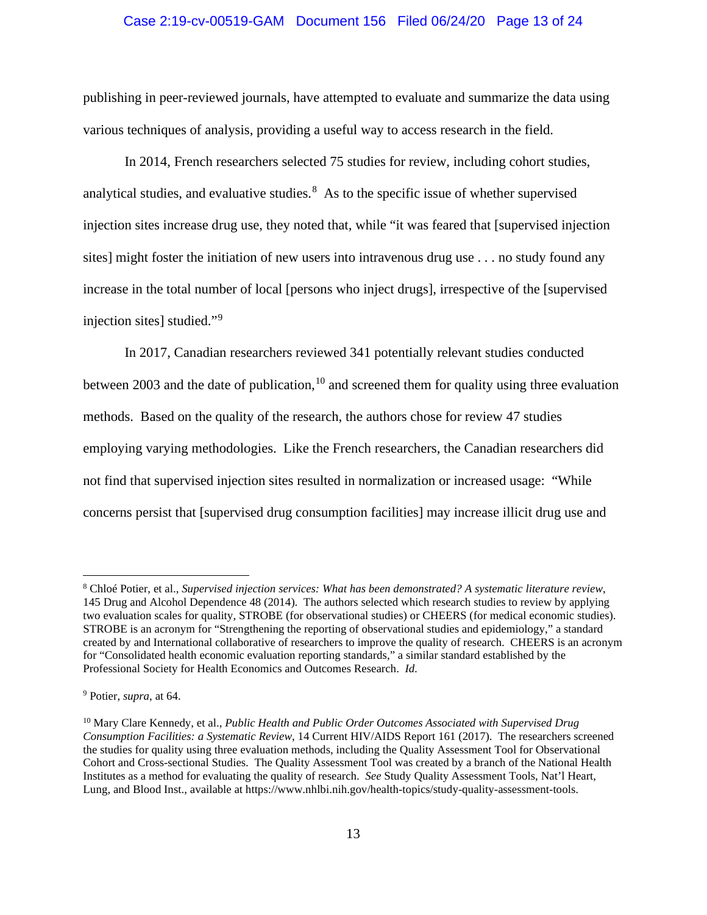publishing in peer-reviewed journals, have attempted to evaluate and summarize the data using various techniques of analysis, providing a useful way to access research in the field.

In 2014, French researchers selected 75 studies for review, including cohort studies, analytical studies, and evaluative studies.[8] As to the specific issue of whether supervised injection sites increase drug use, they noted that, while "it was feared that [supervised injection sites] might foster the initiation of new users into intravenous drug use . . . no study found any increase in the total number of local [persons who inject drugs], irrespective of the [supervised injection sites] studied."[9]

In 2017, Canadian researchers reviewed 341 potentially relevant studies conducted between 2003 and the date of publication,[10] and screened them for quality using three evaluation methods. Based on the quality of the research, the authors chose for review 47 studies employing varying methodologies. Like the French researchers, the Canadian researchers did not find that supervised injection sites resulted in normalization or increased usage: "While concerns persist that [supervised drug consumption facilities] may increase illicit drug use and

---

[8] Chloé Potier, et al., *Supervised injection services: What has been demonstrated? A systematic literature review*, 145 Drug and Alcohol Dependence 48 (2014). The authors selected which research studies to review by applying two evaluation scales for quality, STROBE (for observational studies) or CHEERS (for medical economic studies). STROBE is an acronym for "Strengthening the reporting of observational studies and epidemiology," a standard created by and International collaborative of researchers to improve the quality of research. CHEERS is an acronym for "Consolidated health economic evaluation reporting standards," a similar standard established by the Professional Society for Health Economics and Outcomes Research. *Id.*

[9] Potier, *supra*, at 64.

[10] Mary Clare Kennedy, et al., *Public Health and Public Order Outcomes Associated with Supervised Drug Consumption Facilities: a Systematic Review*, 14 Current HIV/AIDS Report 161 (2017). The researchers screened the studies for quality using three evaluation methods, including the Quality Assessment Tool for Observational Cohort and Cross-sectional Studies. The Quality Assessment Tool was created by a branch of the National Health Institutes as a method for evaluating the quality of research. *See* Study Quality Assessment Tools, Nat'l Heart, Lung, and Blood Inst., available at https://www.nhlbi.nih.gov/health-topics/study-quality-assessment-tools.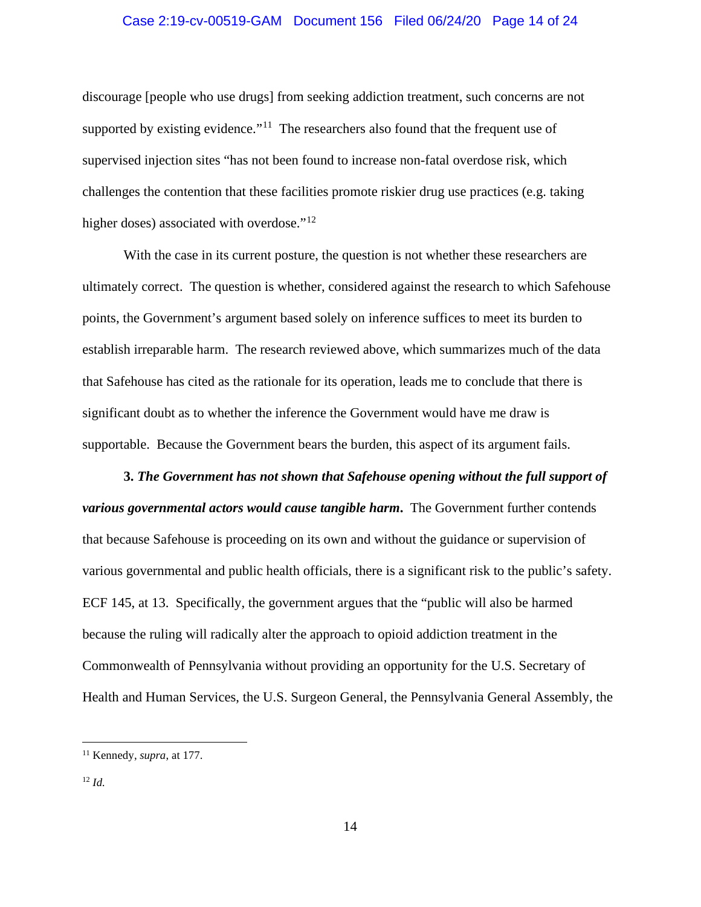discourage [people who use drugs] from seeking addiction treatment, such concerns are not supported by existing evidence."[11] The researchers also found that the frequent use of supervised injection sites "has not been found to increase non-fatal overdose risk, which challenges the contention that these facilities promote riskier drug use practices (e.g. taking higher doses) associated with overdose."[12]

With the case in its current posture, the question is not whether these researchers are ultimately correct. The question is whether, considered against the research to which Safehouse points, the Government's argument based solely on inference suffices to meet its burden to establish irreparable harm. The research reviewed above, which summarizes much of the data that Safehouse has cited as the rationale for its operation, leads me to conclude that there is significant doubt as to whether the inference the Government would have me draw is supportable. Because the Government bears the burden, this aspect of its argument fails.

**3. *The Government has not shown that Safehouse opening without the full support of various governmental actors would cause tangible harm*.** The Government further contends that because Safehouse is proceeding on its own and without the guidance or supervision of various governmental and public health officials, there is a significant risk to the public's safety. ECF 145, at 13. Specifically, the government argues that the "public will also be harmed because the ruling will radically alter the approach to opioid addiction treatment in the Commonwealth of Pennsylvania without providing an opportunity for the U.S. Secretary of Health and Human Services, the U.S. Surgeon General, the Pennsylvania General Assembly, the

---

[11] Kennedy, *supra*, at 177.

[12] *Id.*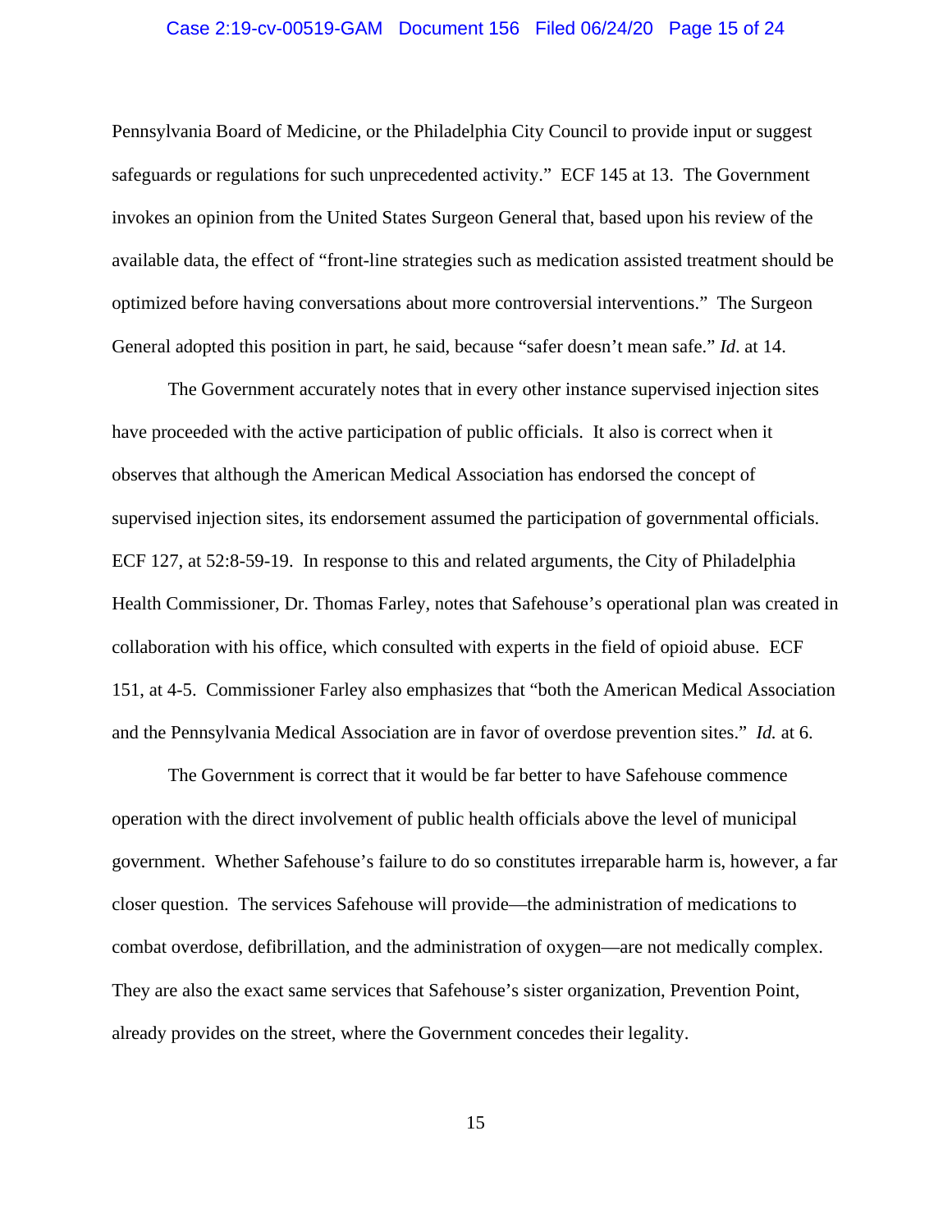Pennsylvania Board of Medicine, or the Philadelphia City Council to provide input or suggest safeguards or regulations for such unprecedented activity." ECF 145 at 13. The Government invokes an opinion from the United States Surgeon General that, based upon his review of the available data, the effect of "front-line strategies such as medication assisted treatment should be optimized before having conversations about more controversial interventions." The Surgeon General adopted this position in part, he said, because "safer doesn't mean safe." *Id*. at 14.

The Government accurately notes that in every other instance supervised injection sites have proceeded with the active participation of public officials. It also is correct when it observes that although the American Medical Association has endorsed the concept of supervised injection sites, its endorsement assumed the participation of governmental officials. ECF 127, at 52:8-59-19. In response to this and related arguments, the City of Philadelphia Health Commissioner, Dr. Thomas Farley, notes that Safehouse's operational plan was created in collaboration with his office, which consulted with experts in the field of opioid abuse. ECF 151, at 4-5. Commissioner Farley also emphasizes that "both the American Medical Association and the Pennsylvania Medical Association are in favor of overdose prevention sites." *Id.* at 6.

The Government is correct that it would be far better to have Safehouse commence operation with the direct involvement of public health officials above the level of municipal government. Whether Safehouse's failure to do so constitutes irreparable harm is, however, a far closer question. The services Safehouse will provide—the administration of medications to combat overdose, defibrillation, and the administration of oxygen—are not medically complex. They are also the exact same services that Safehouse's sister organization, Prevention Point, already provides on the street, where the Government concedes their legality.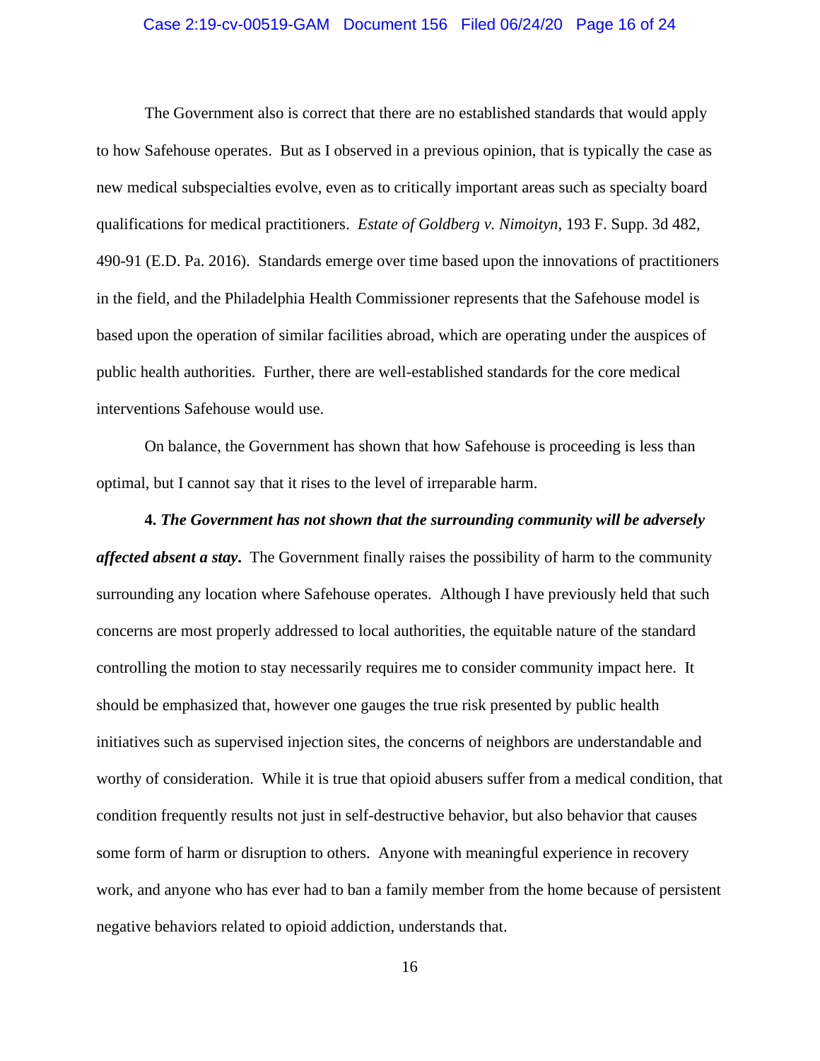The Government also is correct that there are no established standards that would apply to how Safehouse operates. But as I observed in a previous opinion, that is typically the case as new medical subspecialties evolve, even as to critically important areas such as specialty board qualifications for medical practitioners. *Estate of Goldberg v. Nimoityn*, 193 F. Supp. 3d 482, 490-91 (E.D. Pa. 2016). Standards emerge over time based upon the innovations of practitioners in the field, and the Philadelphia Health Commissioner represents that the Safehouse model is based upon the operation of similar facilities abroad, which are operating under the auspices of public health authorities. Further, there are well-established standards for the core medical interventions Safehouse would use.

On balance, the Government has shown that how Safehouse is proceeding is less than optimal, but I cannot say that it rises to the level of irreparable harm.

**4. *The Government has not shown that the surrounding community will be adversely affected absent a stay*.** The Government finally raises the possibility of harm to the community surrounding any location where Safehouse operates. Although I have previously held that such concerns are most properly addressed to local authorities, the equitable nature of the standard controlling the motion to stay necessarily requires me to consider community impact here. It should be emphasized that, however one gauges the true risk presented by public health initiatives such as supervised injection sites, the concerns of neighbors are understandable and worthy of consideration. While it is true that opioid abusers suffer from a medical condition, that condition frequently results not just in self-destructive behavior, but also behavior that causes some form of harm or disruption to others. Anyone with meaningful experience in recovery work, and anyone who has ever had to ban a family member from the home because of persistent negative behaviors related to opioid addiction, understands that.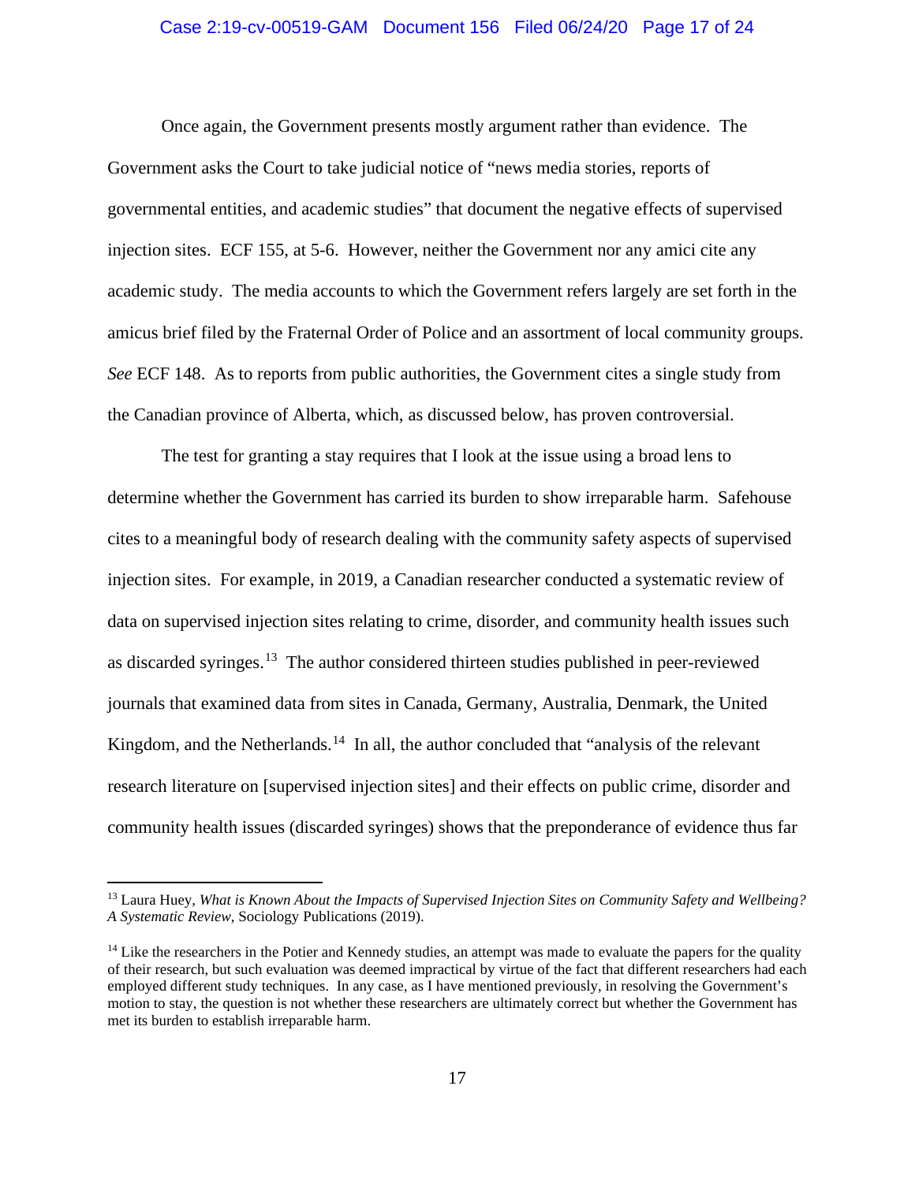Once again, the Government presents mostly argument rather than evidence. The Government asks the Court to take judicial notice of "news media stories, reports of governmental entities, and academic studies" that document the negative effects of supervised injection sites. ECF 155, at 5-6. However, neither the Government nor any amici cite any academic study. The media accounts to which the Government refers largely are set forth in the amicus brief filed by the Fraternal Order of Police and an assortment of local community groups. *See* ECF 148. As to reports from public authorities, the Government cites a single study from the Canadian province of Alberta, which, as discussed below, has proven controversial.

The test for granting a stay requires that I look at the issue using a broad lens to determine whether the Government has carried its burden to show irreparable harm. Safehouse cites to a meaningful body of research dealing with the community safety aspects of supervised injection sites. For example, in 2019, a Canadian researcher conducted a systematic review of data on supervised injection sites relating to crime, disorder, and community health issues such as discarded syringes.[13] The author considered thirteen studies published in peer-reviewed journals that examined data from sites in Canada, Germany, Australia, Denmark, the United Kingdom, and the Netherlands.[14] In all, the author concluded that "analysis of the relevant research literature on [supervised injection sites] and their effects on public crime, disorder and community health issues (discarded syringes) shows that the preponderance of evidence thus far

---

[13] Laura Huey, *What is Known About the Impacts of Supervised Injection Sites on Community Safety and Wellbeing? A Systematic Review*, Sociology Publications (2019).

[14] Like the researchers in the Potier and Kennedy studies, an attempt was made to evaluate the papers for the quality of their research, but such evaluation was deemed impractical by virtue of the fact that different researchers had each employed different study techniques. In any case, as I have mentioned previously, in resolving the Government's motion to stay, the question is not whether these researchers are ultimately correct but whether the Government has met its burden to establish irreparable harm.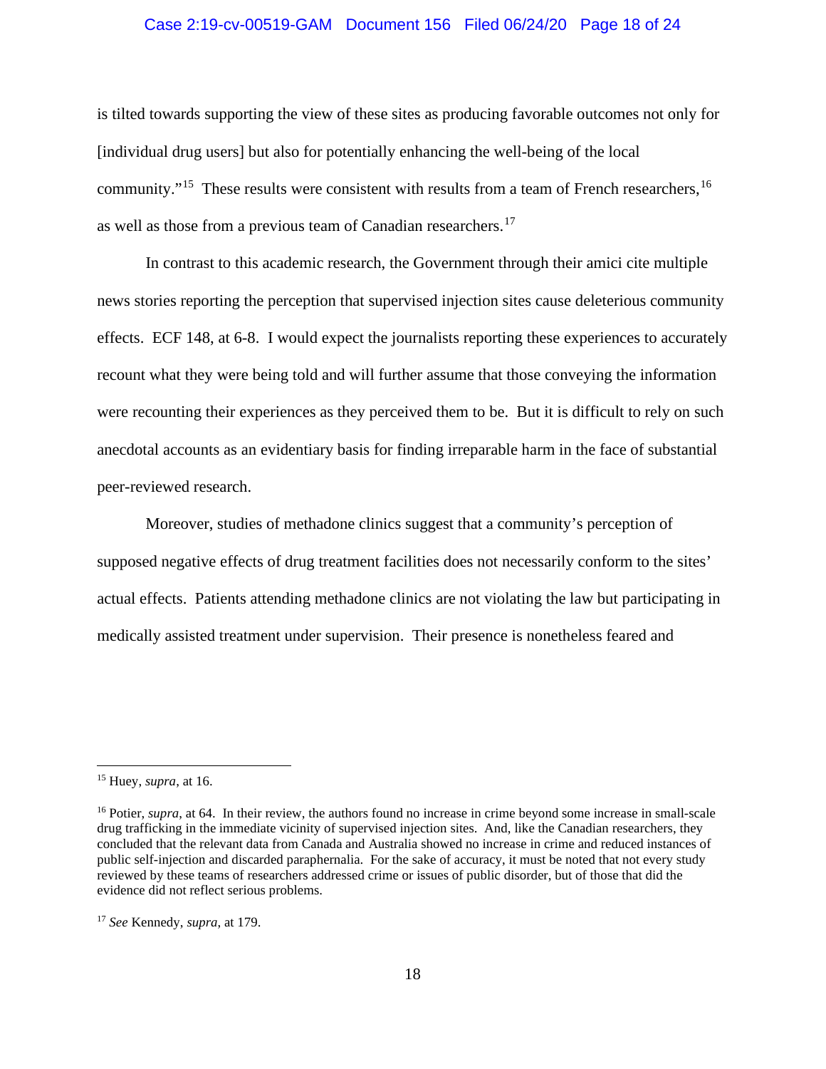is tilted towards supporting the view of these sites as producing favorable outcomes not only for [individual drug users] but also for potentially enhancing the well-being of the local community."[15] These results were consistent with results from a team of French researchers,[16] as well as those from a previous team of Canadian researchers.[17]

In contrast to this academic research, the Government through their amici cite multiple news stories reporting the perception that supervised injection sites cause deleterious community effects. ECF 148, at 6-8. I would expect the journalists reporting these experiences to accurately recount what they were being told and will further assume that those conveying the information were recounting their experiences as they perceived them to be. But it is difficult to rely on such anecdotal accounts as an evidentiary basis for finding irreparable harm in the face of substantial peer-reviewed research.

Moreover, studies of methadone clinics suggest that a community's perception of supposed negative effects of drug treatment facilities does not necessarily conform to the sites' actual effects. Patients attending methadone clinics are not violating the law but participating in medically assisted treatment under supervision. Their presence is nonetheless feared and

---

[15] Huey, *supra*, at 16.

[16] Potier, *supra*, at 64. In their review, the authors found no increase in crime beyond some increase in small-scale drug trafficking in the immediate vicinity of supervised injection sites. And, like the Canadian researchers, they concluded that the relevant data from Canada and Australia showed no increase in crime and reduced instances of public self-injection and discarded paraphernalia. For the sake of accuracy, it must be noted that not every study reviewed by these teams of researchers addressed crime or issues of public disorder, but of those that did the evidence did not reflect serious problems.

[17] *See* Kennedy, *supra*, at 179.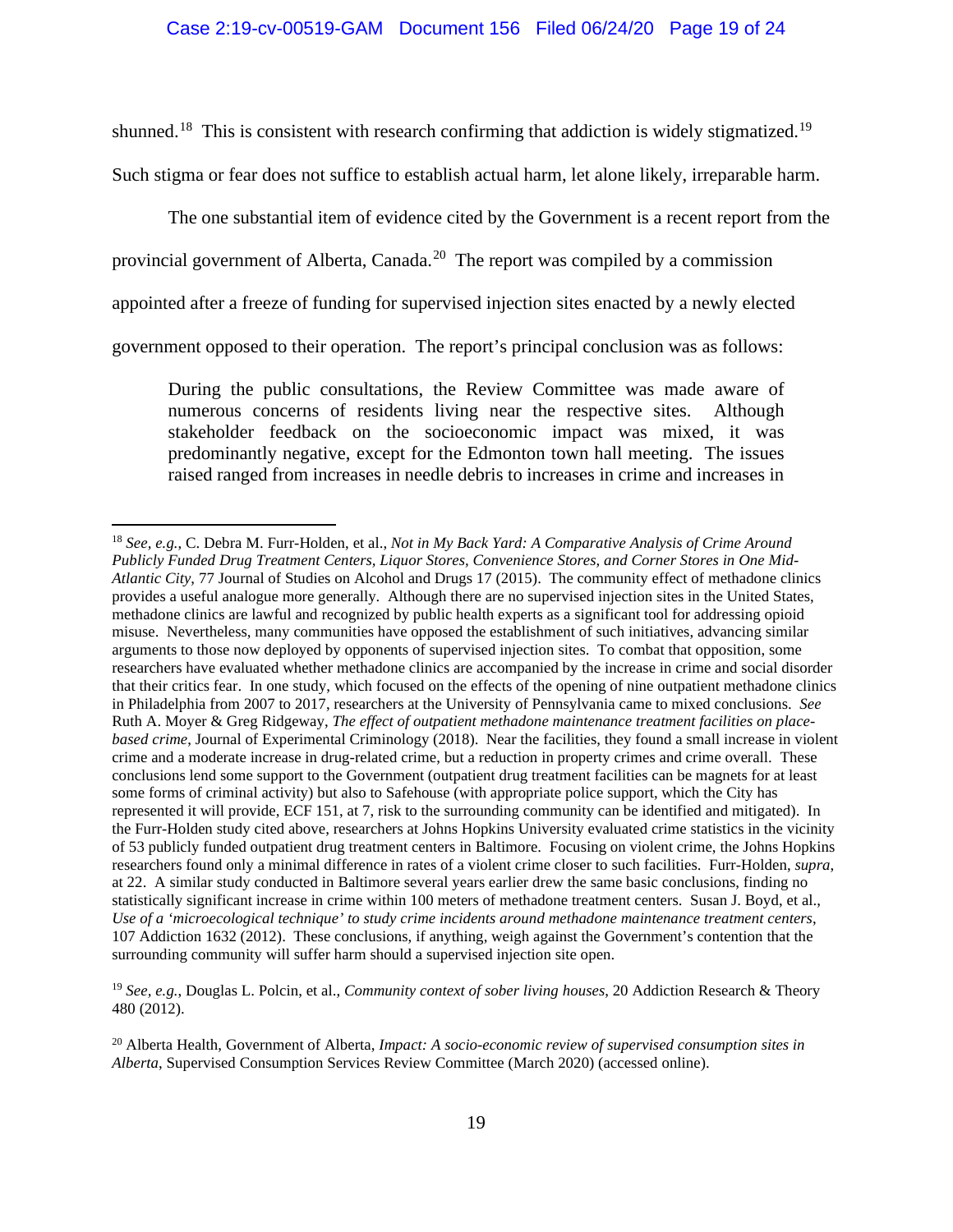shunned.[18] This is consistent with research confirming that addiction is widely stigmatized.[19] Such stigma or fear does not suffice to establish actual harm, let alone likely, irreparable harm.

The one substantial item of evidence cited by the Government is a recent report from the provincial government of Alberta, Canada.[20] The report was compiled by a commission appointed after a freeze of funding for supervised injection sites enacted by a newly elected government opposed to their operation. The report's principal conclusion was as follows:

> During the public consultations, the Review Committee was made aware of numerous concerns of residents living near the respective sites. Although stakeholder feedback on the socioeconomic impact was mixed, it was predominantly negative, except for the Edmonton town hall meeting. The issues raised ranged from increases in needle debris to increases in crime and increases in

---

[18] *See, e.g.*, C. Debra M. Furr-Holden, et al., *Not in My Back Yard: A Comparative Analysis of Crime Around Publicly Funded Drug Treatment Centers, Liquor Stores, Convenience Stores, and Corner Stores in One Mid-Atlantic City*, 77 Journal of Studies on Alcohol and Drugs 17 (2015). The community effect of methadone clinics provides a useful analogue more generally. Although there are no supervised injection sites in the United States, methadone clinics are lawful and recognized by public health experts as a significant tool for addressing opioid misuse. Nevertheless, many communities have opposed the establishment of such initiatives, advancing similar arguments to those now deployed by opponents of supervised injection sites. To combat that opposition, some researchers have evaluated whether methadone clinics are accompanied by the increase in crime and social disorder that their critics fear. In one study, which focused on the effects of the opening of nine outpatient methadone clinics in Philadelphia from 2007 to 2017, researchers at the University of Pennsylvania came to mixed conclusions. *See* Ruth A. Moyer & Greg Ridgeway, *The effect of outpatient methadone maintenance treatment facilities on place-based crime*, Journal of Experimental Criminology (2018). Near the facilities, they found a small increase in violent crime and a moderate increase in drug-related crime, but a reduction in property crimes and crime overall. These conclusions lend some support to the Government (outpatient drug treatment facilities can be magnets for at least some forms of criminal activity) but also to Safehouse (with appropriate police support, which the City has represented it will provide, ECF 151, at 7, risk to the surrounding community can be identified and mitigated). In the Furr-Holden study cited above, researchers at Johns Hopkins University evaluated crime statistics in the vicinity of 53 publicly funded outpatient drug treatment centers in Baltimore. Focusing on violent crime, the Johns Hopkins researchers found only a minimal difference in rates of a violent crime closer to such facilities. Furr-Holden, *supra*, at 22. A similar study conducted in Baltimore several years earlier drew the same basic conclusions, finding no statistically significant increase in crime within 100 meters of methadone treatment centers. Susan J. Boyd, et al., *Use of a 'microecological technique' to study crime incidents around methadone maintenance treatment centers*, 107 Addiction 1632 (2012). These conclusions, if anything, weigh against the Government's contention that the surrounding community will suffer harm should a supervised injection site open.

[19] *See, e.g.*, Douglas L. Polcin, et al., *Community context of sober living houses*, 20 Addiction Research & Theory 480 (2012).

[20] Alberta Health, Government of Alberta, *Impact: A socio-economic review of supervised consumption sites in Alberta*, Supervised Consumption Services Review Committee (March 2020) (accessed online).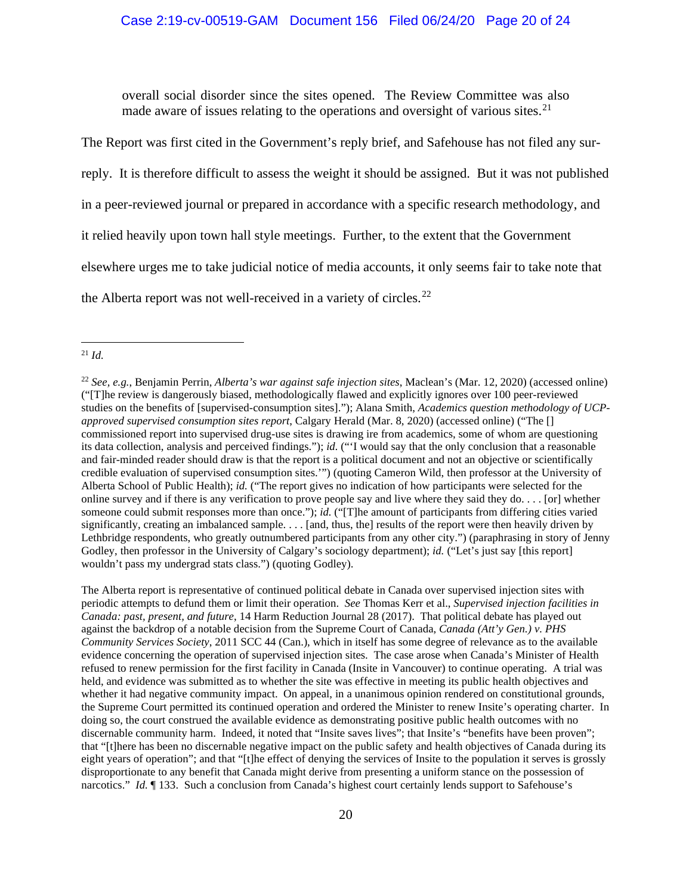> overall social disorder since the sites opened. The Review Committee was also made aware of issues relating to the operations and oversight of various sites.[21]

The Report was first cited in the Government's reply brief, and Safehouse has not filed any sur-reply. It is therefore difficult to assess the weight it should be assigned. But it was not published in a peer-reviewed journal or prepared in accordance with a specific research methodology, and it relied heavily upon town hall style meetings. Further, to the extent that the Government elsewhere urges me to take judicial notice of media accounts, it only seems fair to take note that the Alberta report was not well-received in a variety of circles.[22]

---

[21] *Id.*

[22] *See, e.g.*, Benjamin Perrin, *Alberta's war against safe injection sites*, Maclean's (Mar. 12, 2020) (accessed online) ("[T]he review is dangerously biased, methodologically flawed and explicitly ignores over 100 peer-reviewed studies on the benefits of [supervised-consumption sites]."); Alana Smith, *Academics question methodology of UCP-approved supervised consumption sites report*, Calgary Herald (Mar. 8, 2020) (accessed online) ("The [] commissioned report into supervised drug-use sites is drawing ire from academics, some of whom are questioning its data collection, analysis and perceived findings."); *id.* ("'I would say that the only conclusion that a reasonable and fair-minded reader should draw is that the report is a political document and not an objective or scientifically credible evaluation of supervised consumption sites.'") (quoting Cameron Wild, then professor at the University of Alberta School of Public Health); *id.* ("The report gives no indication of how participants were selected for the online survey and if there is any verification to prove people say and live where they said they do. . . . [or] whether someone could submit responses more than once."); *id.* ("[T]he amount of participants from differing cities varied significantly, creating an imbalanced sample. . . . [and, thus, the] results of the report were then heavily driven by Lethbridge respondents, who greatly outnumbered participants from any other city.") (paraphrasing in story of Jenny Godley, then professor in the University of Calgary's sociology department); *id.* ("Let's just say [this report] wouldn't pass my undergrad stats class.") (quoting Godley).

The Alberta report is representative of continued political debate in Canada over supervised injection sites with periodic attempts to defund them or limit their operation. *See* Thomas Kerr et al., *Supervised injection facilities in Canada: past, present, and future*, 14 Harm Reduction Journal 28 (2017). That political debate has played out against the backdrop of a notable decision from the Supreme Court of Canada, *Canada (Att'y Gen.) v. PHS Community Services Society*, 2011 SCC 44 (Can.), which in itself has some degree of relevance as to the available evidence concerning the operation of supervised injection sites. The case arose when Canada's Minister of Health refused to renew permission for the first facility in Canada (Insite in Vancouver) to continue operating. A trial was held, and evidence was submitted as to whether the site was effective in meeting its public health objectives and whether it had negative community impact. On appeal, in a unanimous opinion rendered on constitutional grounds, the Supreme Court permitted its continued operation and ordered the Minister to renew Insite's operating charter. In doing so, the court construed the available evidence as demonstrating positive public health outcomes with no discernable community harm. Indeed, it noted that "Insite saves lives"; that Insite's "benefits have been proven"; that "[t]here has been no discernable negative impact on the public safety and health objectives of Canada during its eight years of operation"; and that "[t]he effect of denying the services of Insite to the population it serves is grossly disproportionate to any benefit that Canada might derive from presenting a uniform stance on the possession of narcotics." *Id.* ¶ 133. Such a conclusion from Canada's highest court certainly lends support to Safehouse's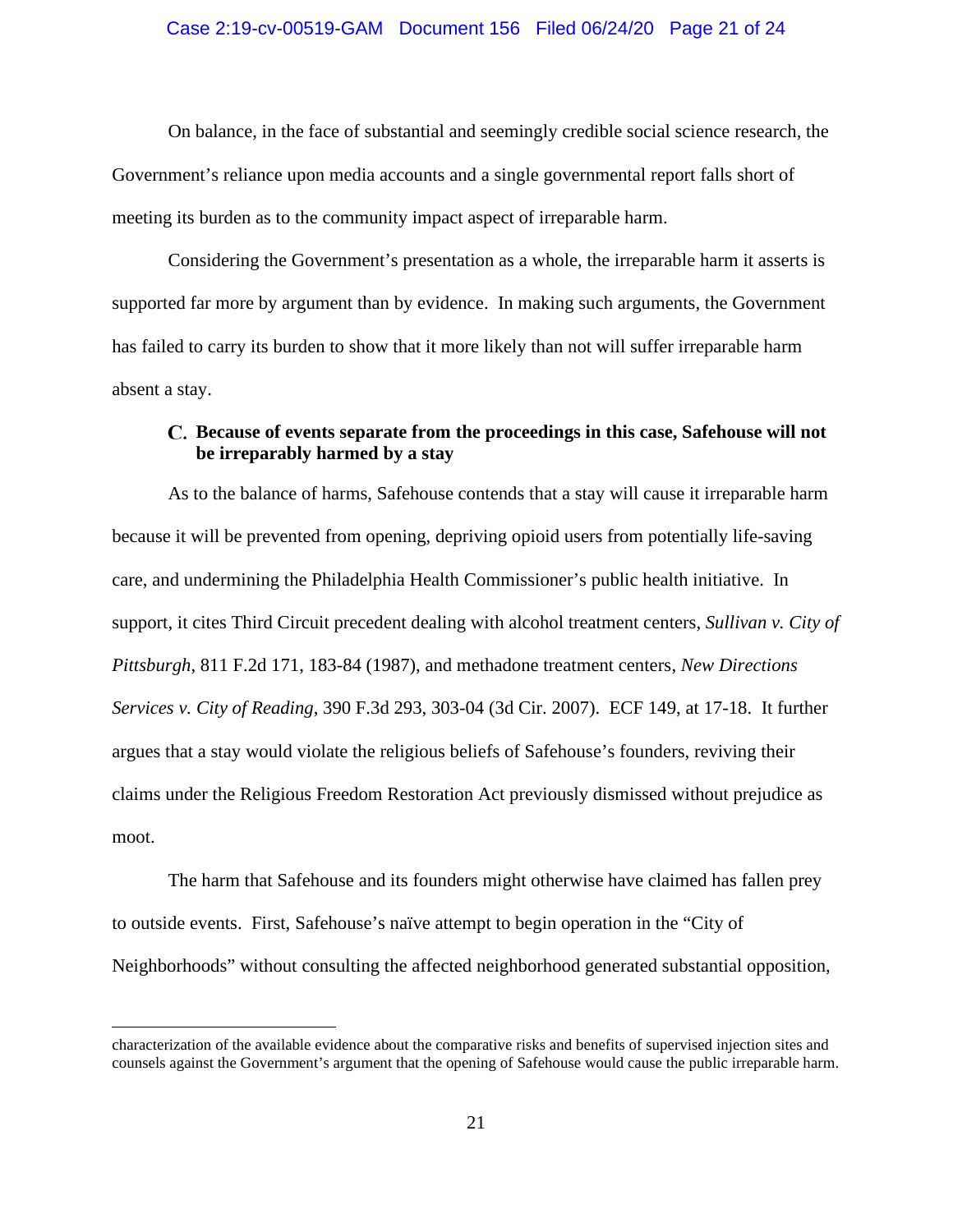On balance, in the face of substantial and seemingly credible social science research, the Government's reliance upon media accounts and a single governmental report falls short of meeting its burden as to the community impact aspect of irreparable harm.

Considering the Government's presentation as a whole, the irreparable harm it asserts is supported far more by argument than by evidence. In making such arguments, the Government has failed to carry its burden to show that it more likely than not will suffer irreparable harm absent a stay.

### C. Because of events separate from the proceedings in this case, Safehouse will not be irreparably harmed by a stay

As to the balance of harms, Safehouse contends that a stay will cause it irreparable harm because it will be prevented from opening, depriving opioid users from potentially life-saving care, and undermining the Philadelphia Health Commissioner's public health initiative. In support, it cites Third Circuit precedent dealing with alcohol treatment centers, *Sullivan v. City of Pittsburgh*, 811 F.2d 171, 183-84 (1987), and methadone treatment centers, *New Directions Services v. City of Reading*, 390 F.3d 293, 303-04 (3d Cir. 2007). ECF 149, at 17-18. It further argues that a stay would violate the religious beliefs of Safehouse's founders, reviving their claims under the Religious Freedom Restoration Act previously dismissed without prejudice as moot.

The harm that Safehouse and its founders might otherwise have claimed has fallen prey to outside events. First, Safehouse's naïve attempt to begin operation in the "City of Neighborhoods" without consulting the affected neighborhood generated substantial opposition,

---

characterization of the available evidence about the comparative risks and benefits of supervised injection sites and counsels against the Government's argument that the opening of Safehouse would cause the public irreparable harm.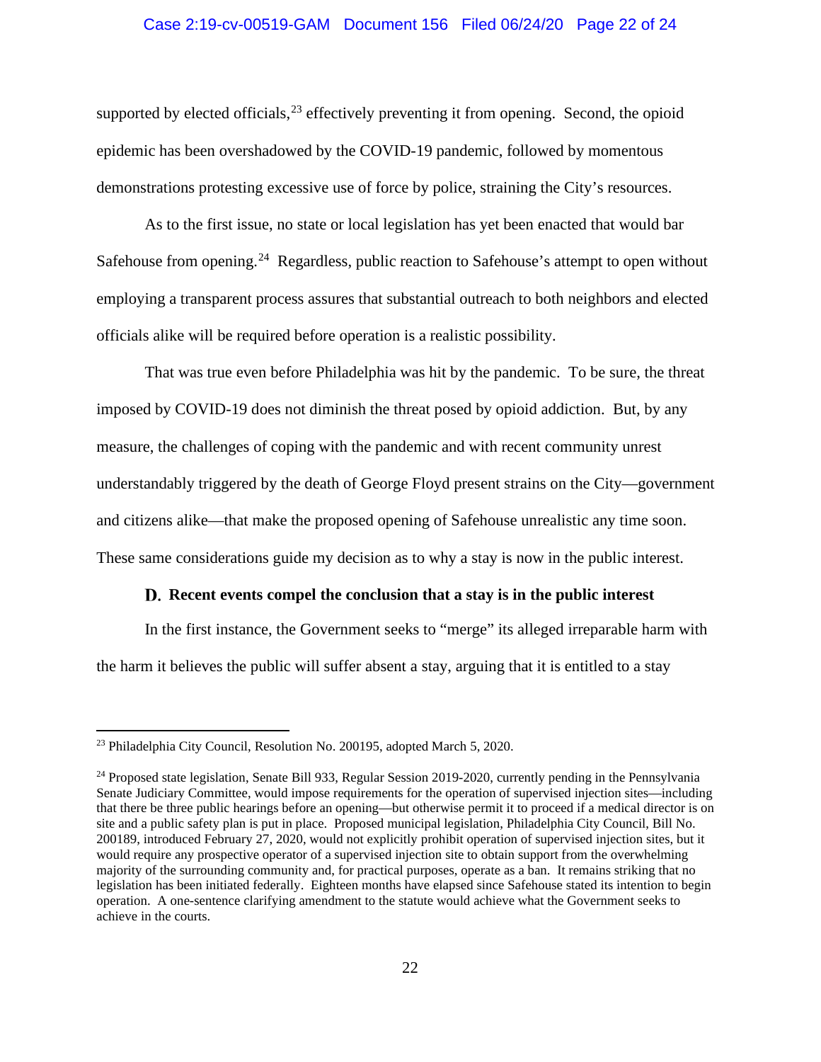supported by elected officials,[23] effectively preventing it from opening. Second, the opioid epidemic has been overshadowed by the COVID-19 pandemic, followed by momentous demonstrations protesting excessive use of force by police, straining the City's resources.

As to the first issue, no state or local legislation has yet been enacted that would bar Safehouse from opening.[24] Regardless, public reaction to Safehouse's attempt to open without employing a transparent process assures that substantial outreach to both neighbors and elected officials alike will be required before operation is a realistic possibility.

That was true even before Philadelphia was hit by the pandemic. To be sure, the threat imposed by COVID-19 does not diminish the threat posed by opioid addiction. But, by any measure, the challenges of coping with the pandemic and with recent community unrest understandably triggered by the death of George Floyd present strains on the City—government and citizens alike—that make the proposed opening of Safehouse unrealistic any time soon. These same considerations guide my decision as to why a stay is now in the public interest.

### D. Recent events compel the conclusion that a stay is in the public interest

In the first instance, the Government seeks to "merge" its alleged irreparable harm with the harm it believes the public will suffer absent a stay, arguing that it is entitled to a stay

---

[23] Philadelphia City Council, Resolution No. 200195, adopted March 5, 2020.

[24] Proposed state legislation, Senate Bill 933, Regular Session 2019-2020, currently pending in the Pennsylvania Senate Judiciary Committee, would impose requirements for the operation of supervised injection sites—including that there be three public hearings before an opening—but otherwise permit it to proceed if a medical director is on site and a public safety plan is put in place. Proposed municipal legislation, Philadelphia City Council, Bill No. 200189, introduced February 27, 2020, would not explicitly prohibit operation of supervised injection sites, but it would require any prospective operator of a supervised injection site to obtain support from the overwhelming majority of the surrounding community and, for practical purposes, operate as a ban. It remains striking that no legislation has been initiated federally. Eighteen months have elapsed since Safehouse stated its intention to begin operation. A one-sentence clarifying amendment to the statute would achieve what the Government seeks to achieve in the courts.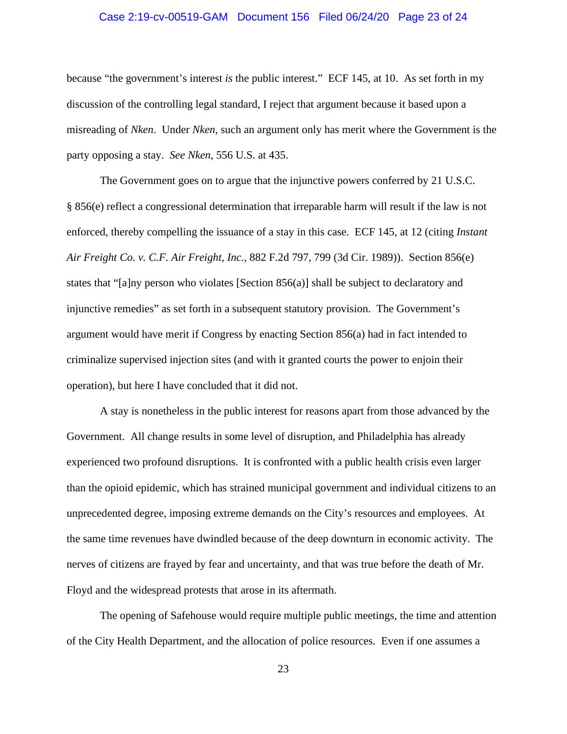because "the government's interest *is* the public interest." ECF 145, at 10. As set forth in my discussion of the controlling legal standard, I reject that argument because it based upon a misreading of *Nken*. Under *Nken*, such an argument only has merit where the Government is the party opposing a stay. *See Nken*, 556 U.S. at 435.

The Government goes on to argue that the injunctive powers conferred by 21 U.S.C. § 856(e) reflect a congressional determination that irreparable harm will result if the law is not enforced, thereby compelling the issuance of a stay in this case. ECF 145, at 12 (citing *Instant Air Freight Co. v. C.F. Air Freight, Inc.*, 882 F.2d 797, 799 (3d Cir. 1989)). Section 856(e) states that "[a]ny person who violates [Section 856(a)] shall be subject to declaratory and injunctive remedies" as set forth in a subsequent statutory provision. The Government's argument would have merit if Congress by enacting Section 856(a) had in fact intended to criminalize supervised injection sites (and with it granted courts the power to enjoin their operation), but here I have concluded that it did not.

A stay is nonetheless in the public interest for reasons apart from those advanced by the Government. All change results in some level of disruption, and Philadelphia has already experienced two profound disruptions. It is confronted with a public health crisis even larger than the opioid epidemic, which has strained municipal government and individual citizens to an unprecedented degree, imposing extreme demands on the City's resources and employees. At the same time revenues have dwindled because of the deep downturn in economic activity. The nerves of citizens are frayed by fear and uncertainty, and that was true before the death of Mr. Floyd and the widespread protests that arose in its aftermath.

The opening of Safehouse would require multiple public meetings, the time and attention of the City Health Department, and the allocation of police resources. Even if one assumes a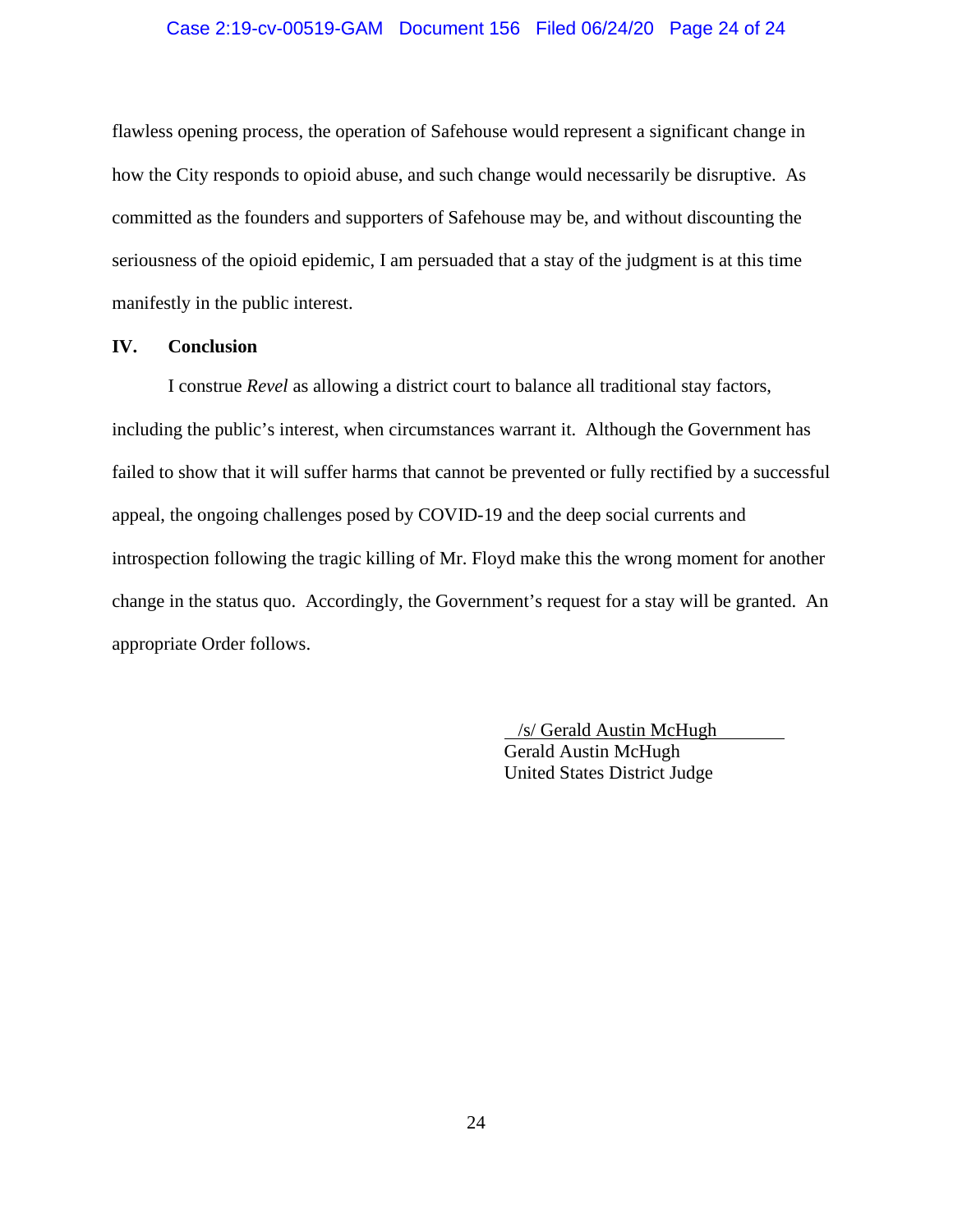flawless opening process, the operation of Safehouse would represent a significant change in how the City responds to opioid abuse, and such change would necessarily be disruptive. As committed as the founders and supporters of Safehouse may be, and without discounting the seriousness of the opioid epidemic, I am persuaded that a stay of the judgment is at this time manifestly in the public interest.

## IV. Conclusion

I construe *Revel* as allowing a district court to balance all traditional stay factors, including the public's interest, when circumstances warrant it. Although the Government has failed to show that it will suffer harms that cannot be prevented or fully rectified by a successful appeal, the ongoing challenges posed by COVID-19 and the deep social currents and introspection following the tragic killing of Mr. Floyd make this the wrong moment for another change in the status quo. Accordingly, the Government's request for a stay will be granted. An appropriate Order follows.

/s/ Gerald Austin McHugh
Gerald Austin McHugh
United States District Judge